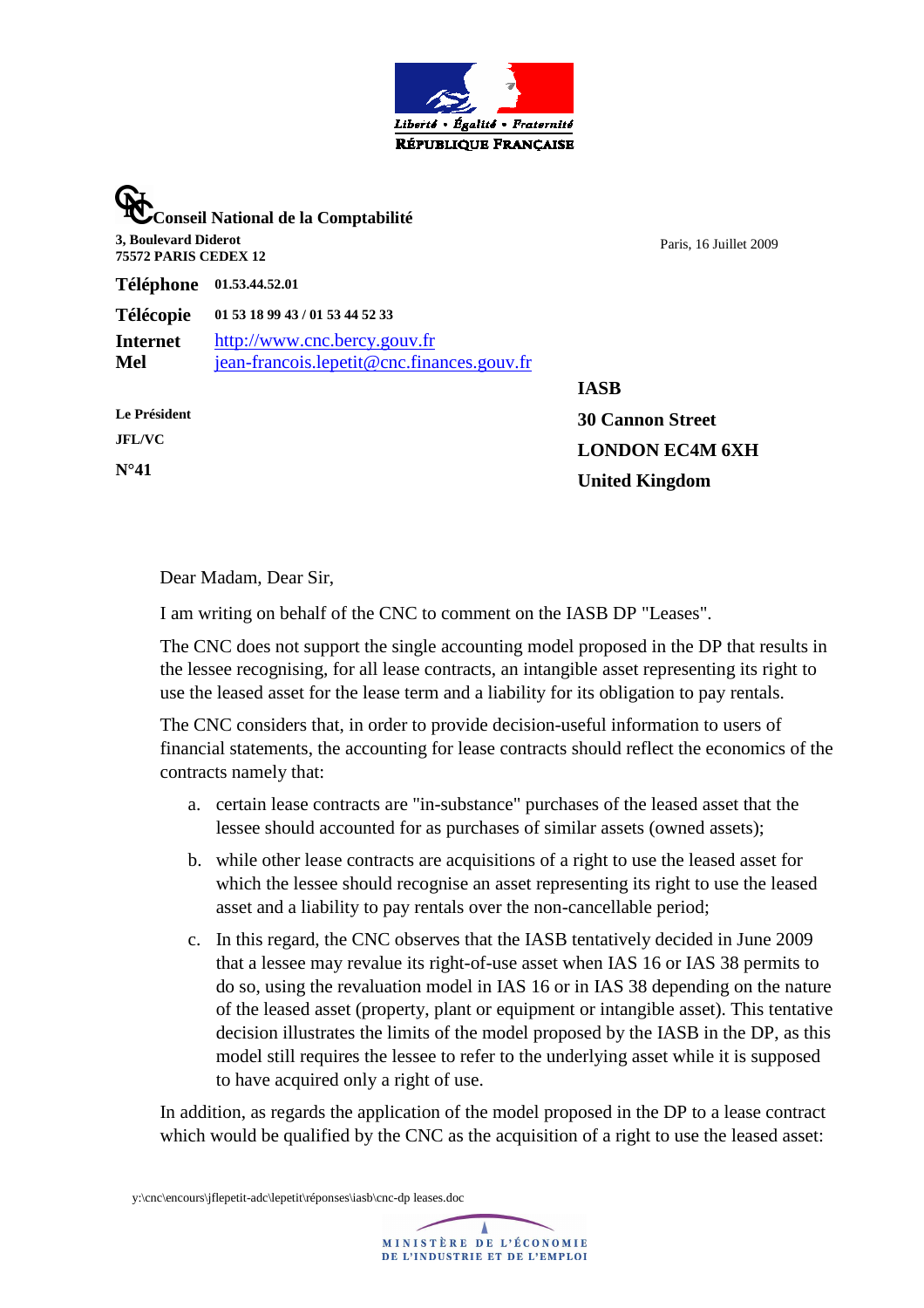Liberté • Égalité • Fraternité
RÉPUBLIQUE FRANÇAISE

**Conseil National de la Comptabilité**

**3, Boulevard Diderot**
**75572 PARIS CEDEX 12**

Paris, 16 Juillet 2009

**Téléphone** **01.53.44.52.01**

**Télécopie** **01 53 18 99 43 / 01 53 44 52 33**

**Internet** http://www.cnc.bercy.gouv.fr
**Mel** jean-francois.lepetit@cnc.finances.gouv.fr

**Le Président**

**JFL/VC**

**N°41**

**IASB**
**30 Cannon Street**
**LONDON EC4M 6XH**
**United Kingdom**

Dear Madam, Dear Sir,

I am writing on behalf of the CNC to comment on the IASB DP "Leases".

The CNC does not support the single accounting model proposed in the DP that results in the lessee recognising, for all lease contracts, an intangible asset representing its right to use the leased asset for the lease term and a liability for its obligation to pay rentals.

The CNC considers that, in order to provide decision-useful information to users of financial statements, the accounting for lease contracts should reflect the economics of the contracts namely that:

a. certain lease contracts are "in-substance" purchases of the leased asset that the lessee should accounted for as purchases of similar assets (owned assets);

b. while other lease contracts are acquisitions of a right to use the leased asset for which the lessee should recognise an asset representing its right to use the leased asset and a liability to pay rentals over the non-cancellable period;

c. In this regard, the CNC observes that the IASB tentatively decided in June 2009 that a lessee may revalue its right-of-use asset when IAS 16 or IAS 38 permits to do so, using the revaluation model in IAS 16 or in IAS 38 depending on the nature of the leased asset (property, plant or equipment or intangible asset). This tentative decision illustrates the limits of the model proposed by the IASB in the DP, as this model still requires the lessee to refer to the underlying asset while it is supposed to have acquired only a right of use.

In addition, as regards the application of the model proposed in the DP to a lease contract which would be qualified by the CNC as the acquisition of a right to use the leased asset:

y:\cnc\encours\jflepetit-adc\lepetit\réponses\iasb\cnc-dp leases.doc

MINISTÈRE DE L'ÉCONOMIE
DE L'INDUSTRIE ET DE L'EMPLOI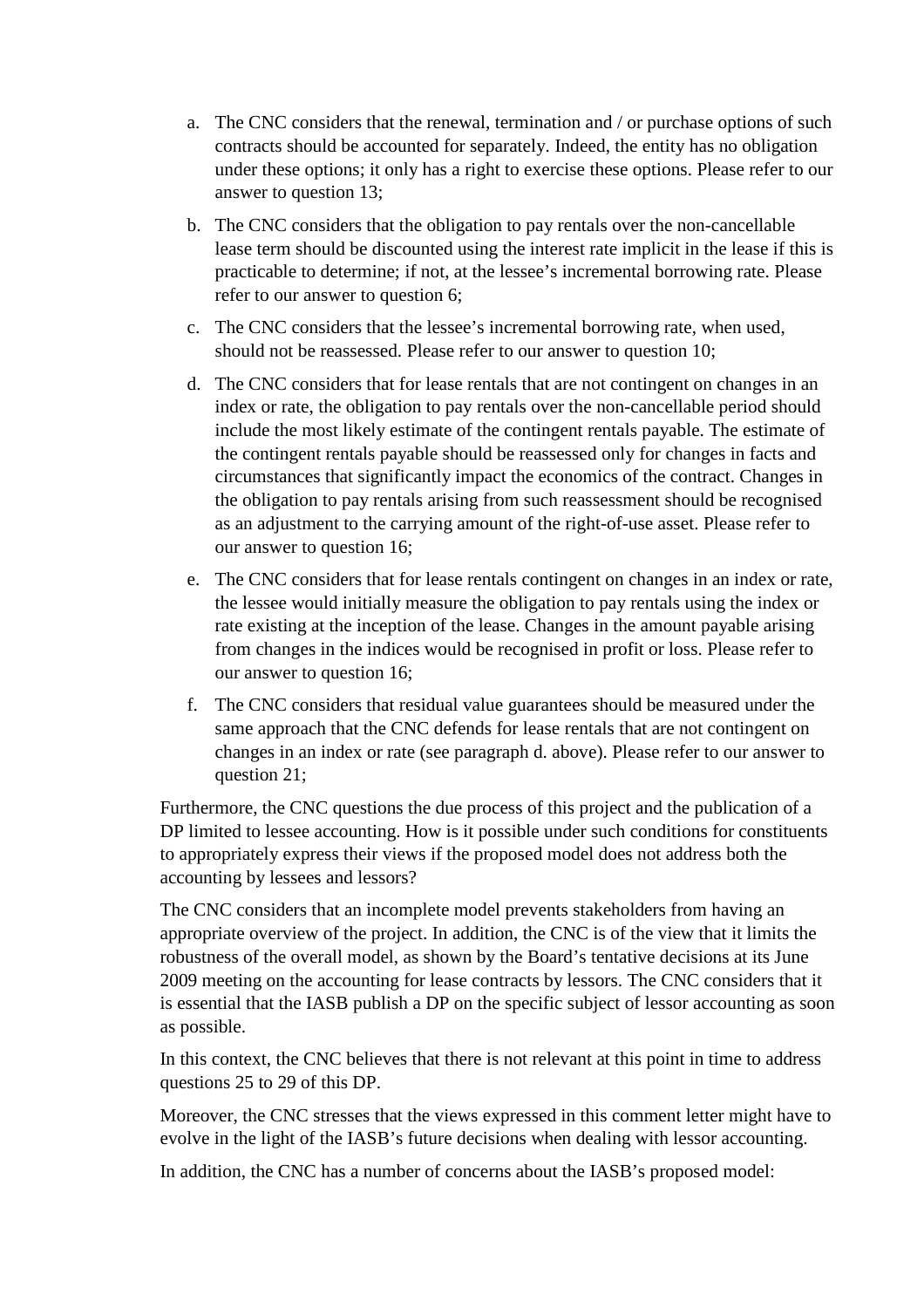a. The CNC considers that the renewal, termination and / or purchase options of such contracts should be accounted for separately. Indeed, the entity has no obligation under these options; it only has a right to exercise these options. Please refer to our answer to question 13;

b. The CNC considers that the obligation to pay rentals over the non-cancellable lease term should be discounted using the interest rate implicit in the lease if this is practicable to determine; if not, at the lessee's incremental borrowing rate. Please refer to our answer to question 6;

c. The CNC considers that the lessee's incremental borrowing rate, when used, should not be reassessed. Please refer to our answer to question 10;

d. The CNC considers that for lease rentals that are not contingent on changes in an index or rate, the obligation to pay rentals over the non-cancellable period should include the most likely estimate of the contingent rentals payable. The estimate of the contingent rentals payable should be reassessed only for changes in facts and circumstances that significantly impact the economics of the contract. Changes in the obligation to pay rentals arising from such reassessment should be recognised as an adjustment to the carrying amount of the right-of-use asset. Please refer to our answer to question 16;

e. The CNC considers that for lease rentals contingent on changes in an index or rate, the lessee would initially measure the obligation to pay rentals using the index or rate existing at the inception of the lease. Changes in the amount payable arising from changes in the indices would be recognised in profit or loss. Please refer to our answer to question 16;

f. The CNC considers that residual value guarantees should be measured under the same approach that the CNC defends for lease rentals that are not contingent on changes in an index or rate (see paragraph d. above). Please refer to our answer to question 21;

Furthermore, the CNC questions the due process of this project and the publication of a DP limited to lessee accounting. How is it possible under such conditions for constituents to appropriately express their views if the proposed model does not address both the accounting by lessees and lessors?

The CNC considers that an incomplete model prevents stakeholders from having an appropriate overview of the project. In addition, the CNC is of the view that it limits the robustness of the overall model, as shown by the Board's tentative decisions at its June 2009 meeting on the accounting for lease contracts by lessors. The CNC considers that it is essential that the IASB publish a DP on the specific subject of lessor accounting as soon as possible.

In this context, the CNC believes that there is not relevant at this point in time to address questions 25 to 29 of this DP.

Moreover, the CNC stresses that the views expressed in this comment letter might have to evolve in the light of the IASB's future decisions when dealing with lessor accounting.

In addition, the CNC has a number of concerns about the IASB's proposed model: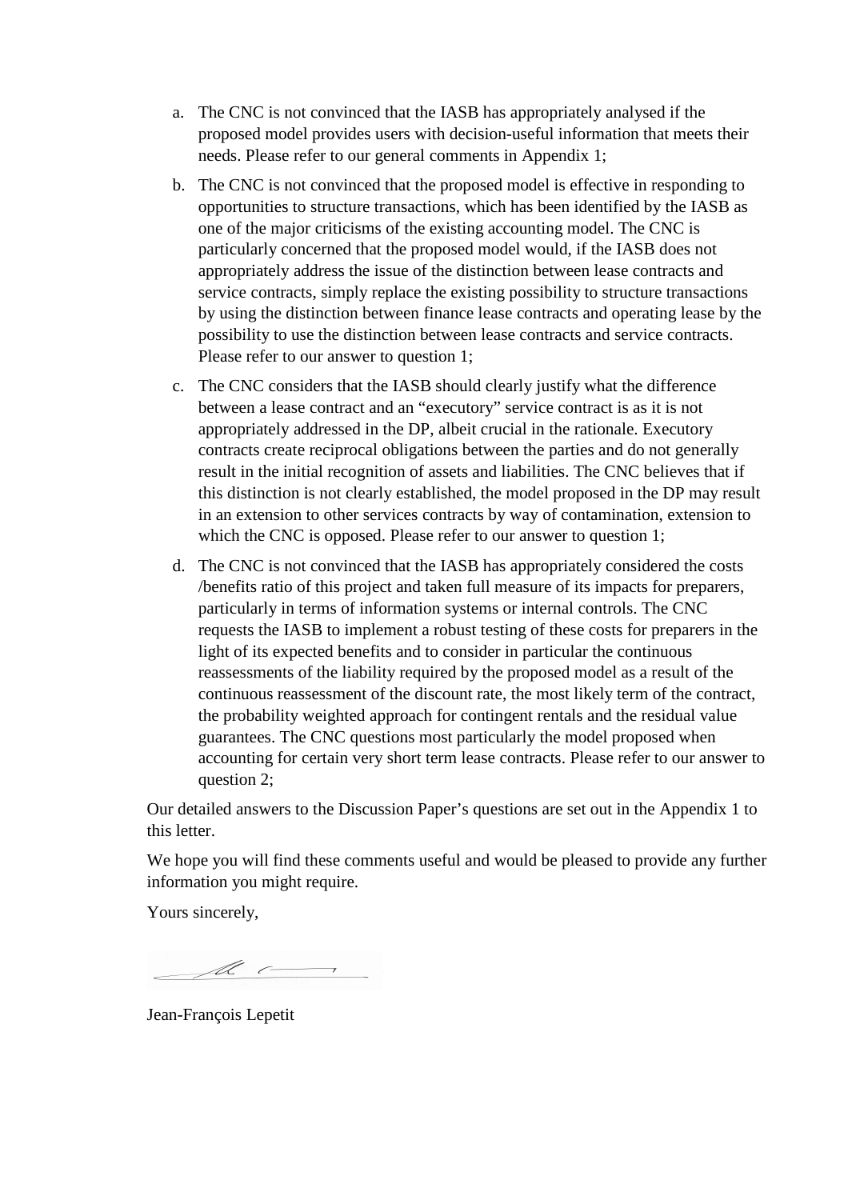a. The CNC is not convinced that the IASB has appropriately analysed if the proposed model provides users with decision-useful information that meets their needs. Please refer to our general comments in Appendix 1;

b. The CNC is not convinced that the proposed model is effective in responding to opportunities to structure transactions, which has been identified by the IASB as one of the major criticisms of the existing accounting model. The CNC is particularly concerned that the proposed model would, if the IASB does not appropriately address the issue of the distinction between lease contracts and service contracts, simply replace the existing possibility to structure transactions by using the distinction between finance lease contracts and operating lease by the possibility to use the distinction between lease contracts and service contracts. Please refer to our answer to question 1;

c. The CNC considers that the IASB should clearly justify what the difference between a lease contract and an "executory" service contract is as it is not appropriately addressed in the DP, albeit crucial in the rationale. Executory contracts create reciprocal obligations between the parties and do not generally result in the initial recognition of assets and liabilities. The CNC believes that if this distinction is not clearly established, the model proposed in the DP may result in an extension to other services contracts by way of contamination, extension to which the CNC is opposed. Please refer to our answer to question 1;

d. The CNC is not convinced that the IASB has appropriately considered the costs /benefits ratio of this project and taken full measure of its impacts for preparers, particularly in terms of information systems or internal controls. The CNC requests the IASB to implement a robust testing of these costs for preparers in the light of its expected benefits and to consider in particular the continuous reassessments of the liability required by the proposed model as a result of the continuous reassessment of the discount rate, the most likely term of the contract, the probability weighted approach for contingent rentals and the residual value guarantees. The CNC questions most particularly the model proposed when accounting for certain very short term lease contracts. Please refer to our answer to question 2;

Our detailed answers to the Discussion Paper's questions are set out in the Appendix 1 to this letter.

We hope you will find these comments useful and would be pleased to provide any further information you might require.

Yours sincerely,

Jean-François Lepetit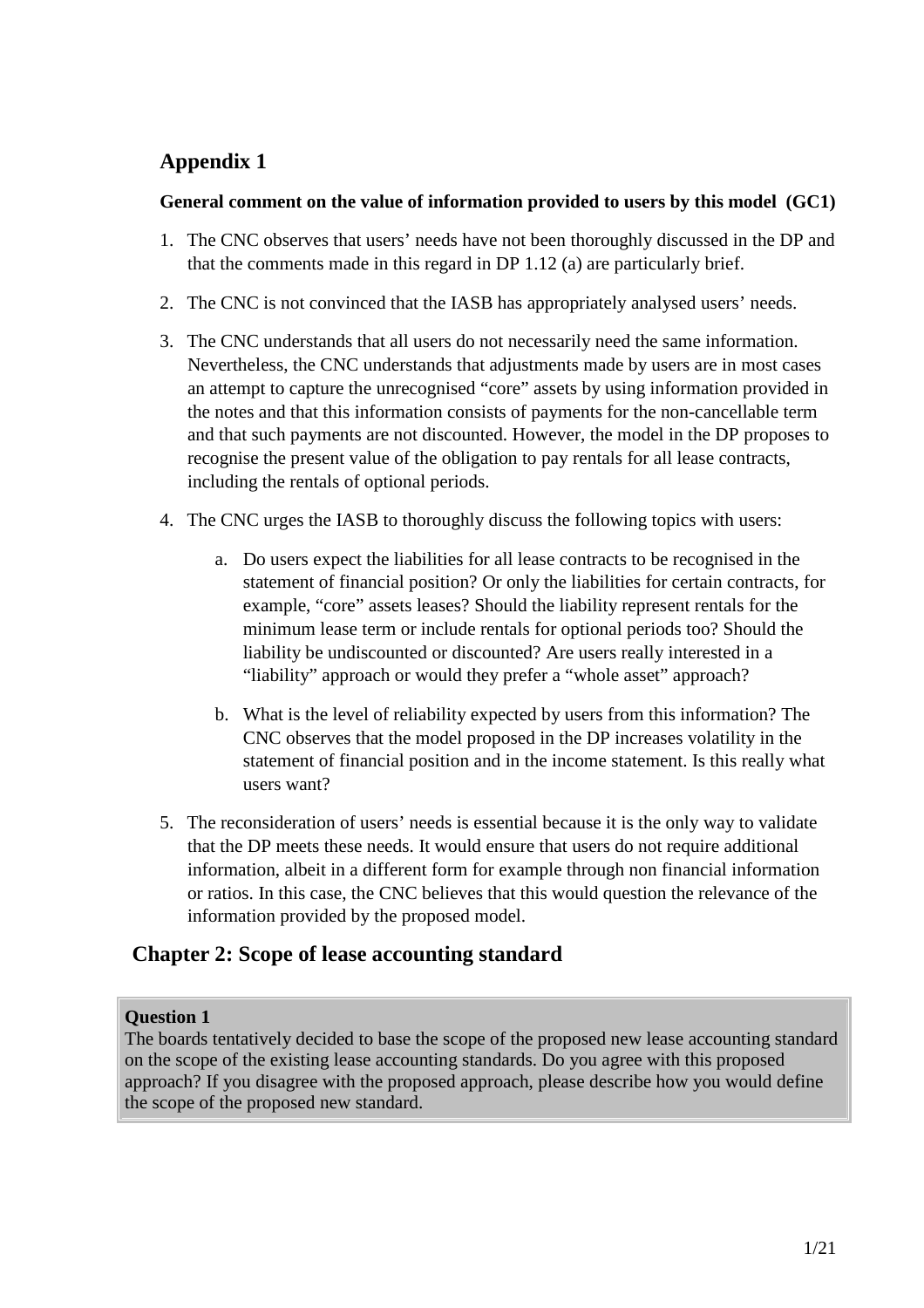# Appendix 1

**General comment on the value of information provided to users by this model (GC1)**

1. The CNC observes that users' needs have not been thoroughly discussed in the DP and that the comments made in this regard in DP 1.12 (a) are particularly brief.

2. The CNC is not convinced that the IASB has appropriately analysed users' needs.

3. The CNC understands that all users do not necessarily need the same information. Nevertheless, the CNC understands that adjustments made by users are in most cases an attempt to capture the unrecognised "core" assets by using information provided in the notes and that this information consists of payments for the non-cancellable term and that such payments are not discounted. However, the model in the DP proposes to recognise the present value of the obligation to pay rentals for all lease contracts, including the rentals of optional periods.

4. The CNC urges the IASB to thoroughly discuss the following topics with users:

   a. Do users expect the liabilities for all lease contracts to be recognised in the statement of financial position? Or only the liabilities for certain contracts, for example, "core" assets leases? Should the liability represent rentals for the minimum lease term or include rentals for optional periods too? Should the liability be undiscounted or discounted? Are users really interested in a "liability" approach or would they prefer a "whole asset" approach?

   b. What is the level of reliability expected by users from this information? The CNC observes that the model proposed in the DP increases volatility in the statement of financial position and in the income statement. Is this really what users want?

5. The reconsideration of users' needs is essential because it is the only way to validate that the DP meets these needs. It would ensure that users do not require additional information, albeit in a different form for example through non financial information or ratios. In this case, the CNC believes that this would question the relevance of the information provided by the proposed model.

## Chapter 2: Scope of lease accounting standard

**Question 1**
The boards tentatively decided to base the scope of the proposed new lease accounting standard on the scope of the existing lease accounting standards. Do you agree with this proposed approach? If you disagree with the proposed approach, please describe how you would define the scope of the proposed new standard.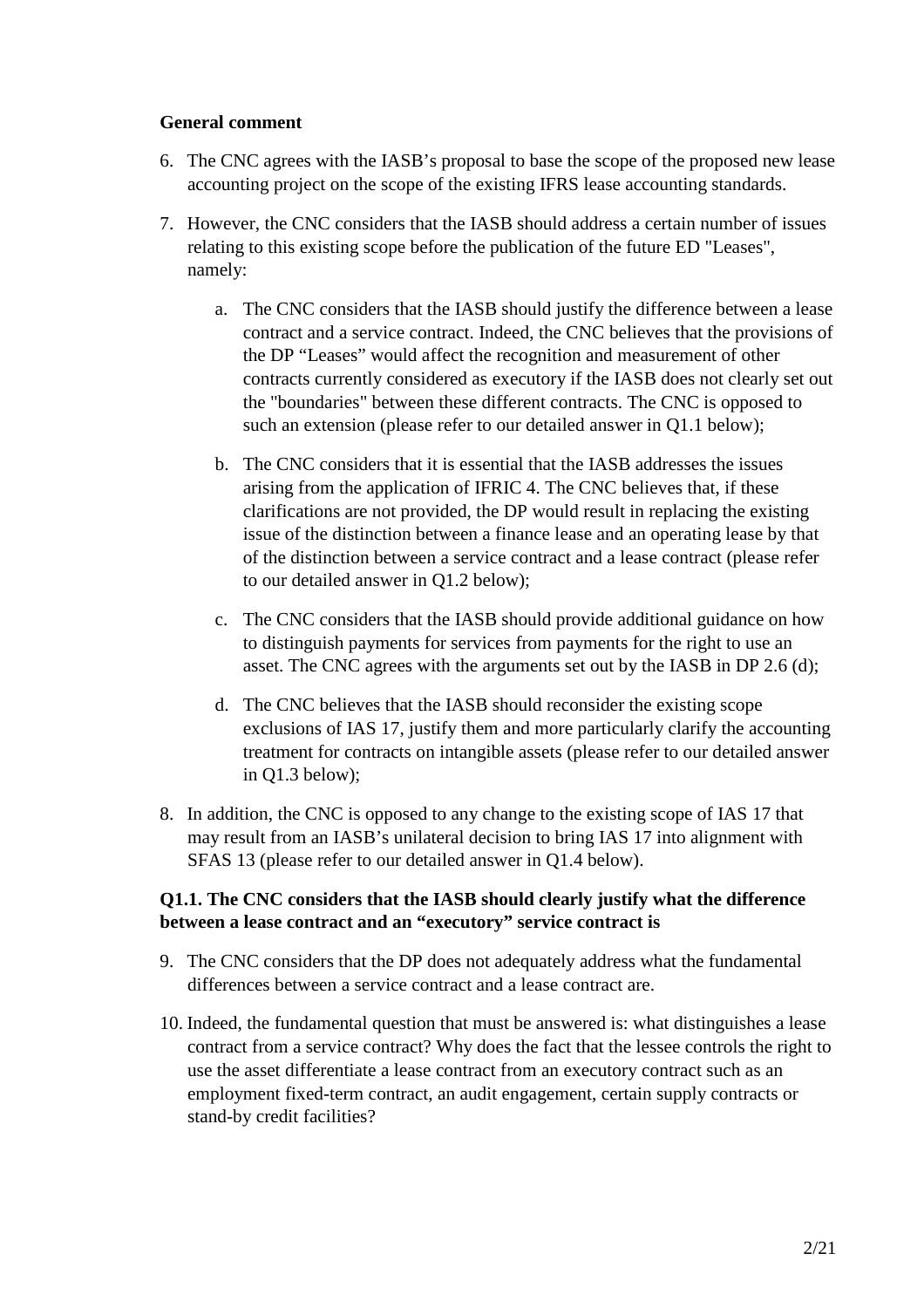**General comment**

6. The CNC agrees with the IASB's proposal to base the scope of the proposed new lease accounting project on the scope of the existing IFRS lease accounting standards.

7. However, the CNC considers that the IASB should address a certain number of issues relating to this existing scope before the publication of the future ED "Leases", namely:

   a. The CNC considers that the IASB should justify the difference between a lease contract and a service contract. Indeed, the CNC believes that the provisions of the DP "Leases" would affect the recognition and measurement of other contracts currently considered as executory if the IASB does not clearly set out the "boundaries" between these different contracts. The CNC is opposed to such an extension (please refer to our detailed answer in Q1.1 below);

   b. The CNC considers that it is essential that the IASB addresses the issues arising from the application of IFRIC 4. The CNC believes that, if these clarifications are not provided, the DP would result in replacing the existing issue of the distinction between a finance lease and an operating lease by that of the distinction between a service contract and a lease contract (please refer to our detailed answer in Q1.2 below);

   c. The CNC considers that the IASB should provide additional guidance on how to distinguish payments for services from payments for the right to use an asset. The CNC agrees with the arguments set out by the IASB in DP 2.6 (d);

   d. The CNC believes that the IASB should reconsider the existing scope exclusions of IAS 17, justify them and more particularly clarify the accounting treatment for contracts on intangible assets (please refer to our detailed answer in Q1.3 below);

8. In addition, the CNC is opposed to any change to the existing scope of IAS 17 that may result from an IASB's unilateral decision to bring IAS 17 into alignment with SFAS 13 (please refer to our detailed answer in Q1.4 below).

**Q1.1. The CNC considers that the IASB should clearly justify what the difference between a lease contract and an "executory" service contract is**

9. The CNC considers that the DP does not adequately address what the fundamental differences between a service contract and a lease contract are.

10. Indeed, the fundamental question that must be answered is: what distinguishes a lease contract from a service contract? Why does the fact that the lessee controls the right to use the asset differentiate a lease contract from an executory contract such as an employment fixed-term contract, an audit engagement, certain supply contracts or stand-by credit facilities?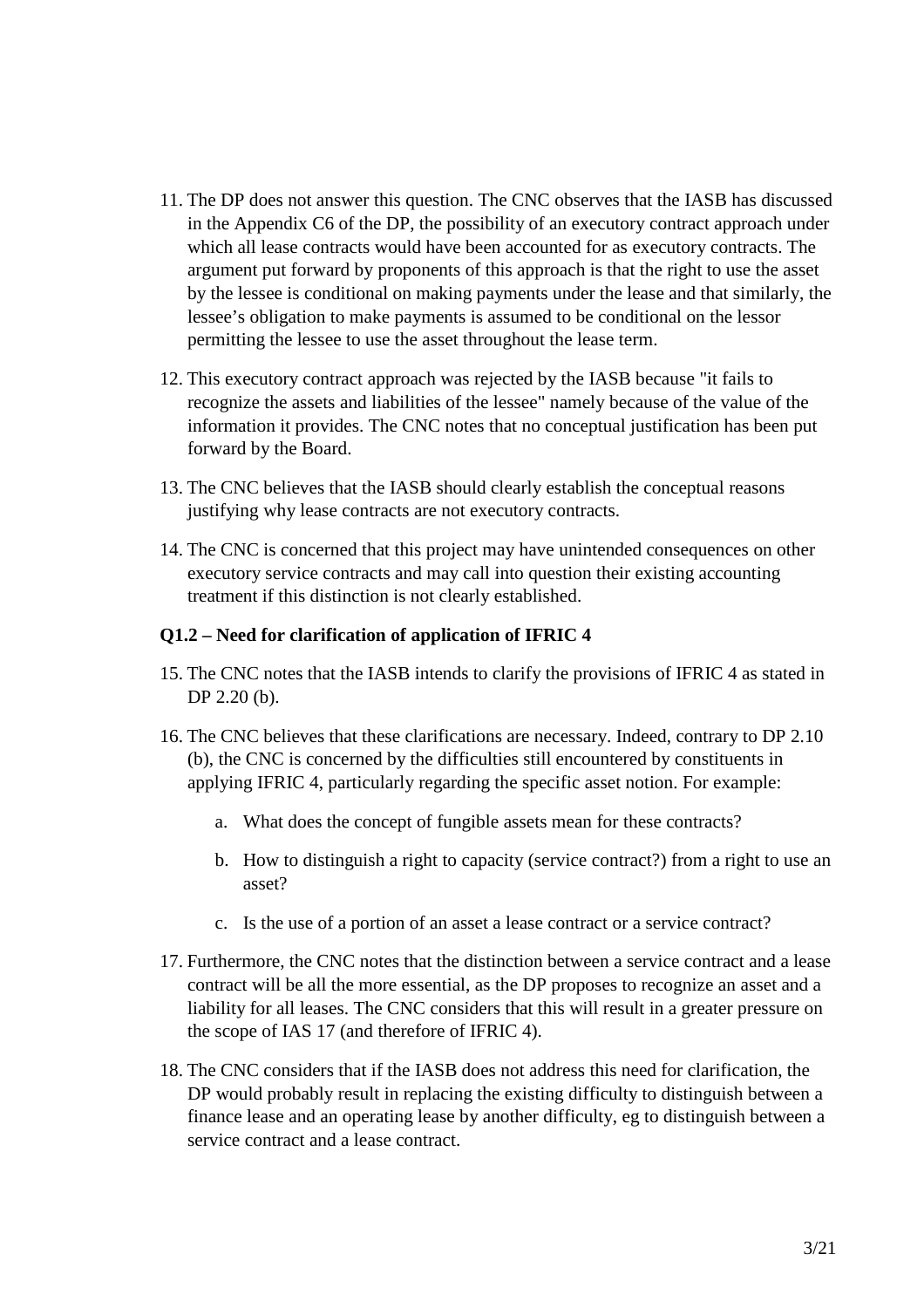11. The DP does not answer this question. The CNC observes that the IASB has discussed in the Appendix C6 of the DP, the possibility of an executory contract approach under which all lease contracts would have been accounted for as executory contracts. The argument put forward by proponents of this approach is that the right to use the asset by the lessee is conditional on making payments under the lease and that similarly, the lessee's obligation to make payments is assumed to be conditional on the lessor permitting the lessee to use the asset throughout the lease term.

12. This executory contract approach was rejected by the IASB because "it fails to recognize the assets and liabilities of the lessee" namely because of the value of the information it provides. The CNC notes that no conceptual justification has been put forward by the Board.

13. The CNC believes that the IASB should clearly establish the conceptual reasons justifying why lease contracts are not executory contracts.

14. The CNC is concerned that this project may have unintended consequences on other executory service contracts and may call into question their existing accounting treatment if this distinction is not clearly established.

**Q1.2 – Need for clarification of application of IFRIC 4**

15. The CNC notes that the IASB intends to clarify the provisions of IFRIC 4 as stated in DP 2.20 (b).

16. The CNC believes that these clarifications are necessary. Indeed, contrary to DP 2.10 (b), the CNC is concerned by the difficulties still encountered by constituents in applying IFRIC 4, particularly regarding the specific asset notion. For example:

    a. What does the concept of fungible assets mean for these contracts?

    b. How to distinguish a right to capacity (service contract?) from a right to use an asset?

    c. Is the use of a portion of an asset a lease contract or a service contract?

17. Furthermore, the CNC notes that the distinction between a service contract and a lease contract will be all the more essential, as the DP proposes to recognize an asset and a liability for all leases. The CNC considers that this will result in a greater pressure on the scope of IAS 17 (and therefore of IFRIC 4).

18. The CNC considers that if the IASB does not address this need for clarification, the DP would probably result in replacing the existing difficulty to distinguish between a finance lease and an operating lease by another difficulty, eg to distinguish between a service contract and a lease contract.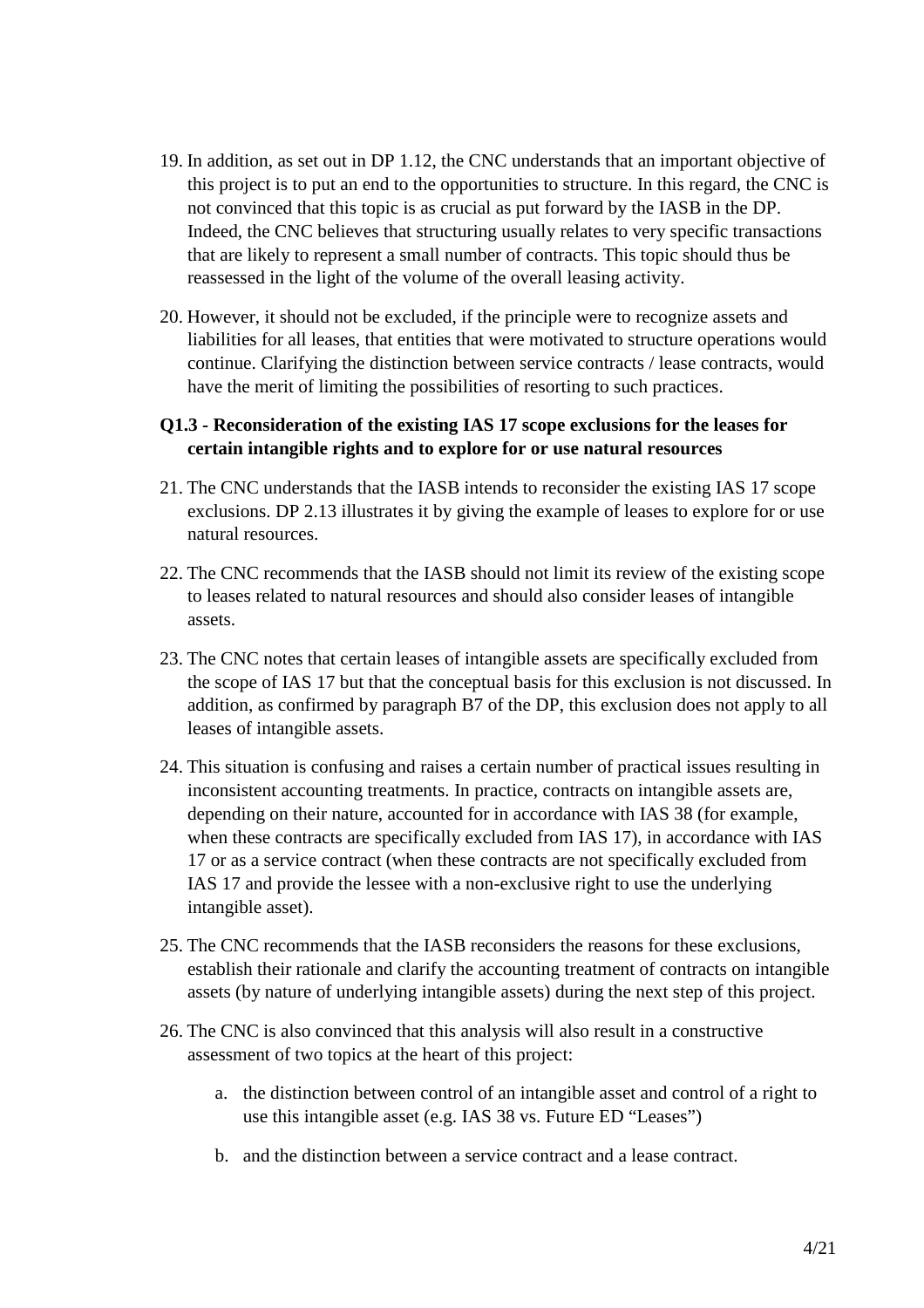19. In addition, as set out in DP 1.12, the CNC understands that an important objective of this project is to put an end to the opportunities to structure. In this regard, the CNC is not convinced that this topic is as crucial as put forward by the IASB in the DP. Indeed, the CNC believes that structuring usually relates to very specific transactions that are likely to represent a small number of contracts. This topic should thus be reassessed in the light of the volume of the overall leasing activity.

20. However, it should not be excluded, if the principle were to recognize assets and liabilities for all leases, that entities that were motivated to structure operations would continue. Clarifying the distinction between service contracts / lease contracts, would have the merit of limiting the possibilities of resorting to such practices.

**Q1.3 - Reconsideration of the existing IAS 17 scope exclusions for the leases for certain intangible rights and to explore for or use natural resources**

21. The CNC understands that the IASB intends to reconsider the existing IAS 17 scope exclusions. DP 2.13 illustrates it by giving the example of leases to explore for or use natural resources.

22. The CNC recommends that the IASB should not limit its review of the existing scope to leases related to natural resources and should also consider leases of intangible assets.

23. The CNC notes that certain leases of intangible assets are specifically excluded from the scope of IAS 17 but that the conceptual basis for this exclusion is not discussed. In addition, as confirmed by paragraph B7 of the DP, this exclusion does not apply to all leases of intangible assets.

24. This situation is confusing and raises a certain number of practical issues resulting in inconsistent accounting treatments. In practice, contracts on intangible assets are, depending on their nature, accounted for in accordance with IAS 38 (for example, when these contracts are specifically excluded from IAS 17), in accordance with IAS 17 or as a service contract (when these contracts are not specifically excluded from IAS 17 and provide the lessee with a non-exclusive right to use the underlying intangible asset).

25. The CNC recommends that the IASB reconsiders the reasons for these exclusions, establish their rationale and clarify the accounting treatment of contracts on intangible assets (by nature of underlying intangible assets) during the next step of this project.

26. The CNC is also convinced that this analysis will also result in a constructive assessment of two topics at the heart of this project:

    a. the distinction between control of an intangible asset and control of a right to use this intangible asset (e.g. IAS 38 vs. Future ED "Leases")

    b. and the distinction between a service contract and a lease contract.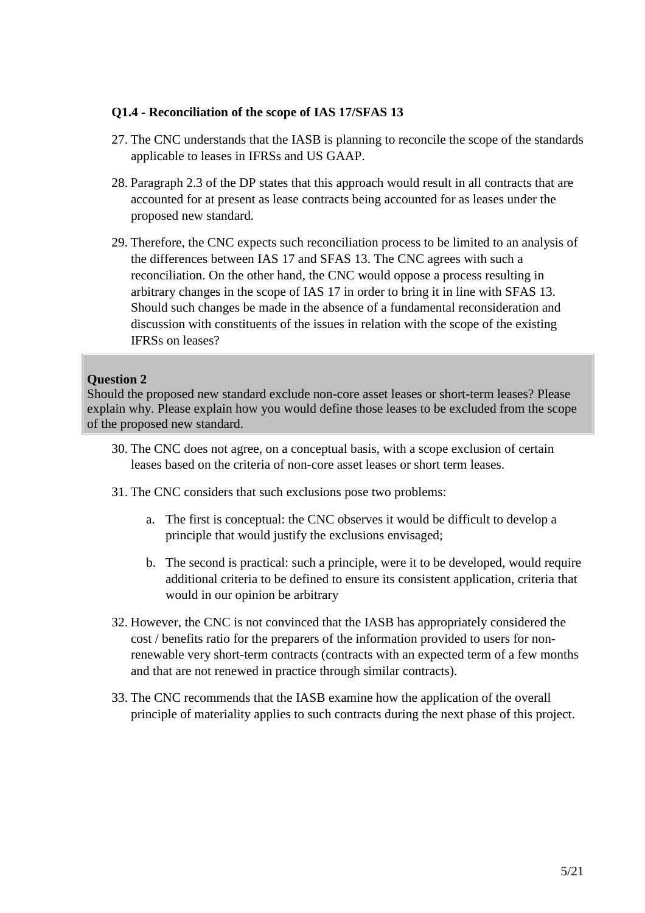### Q1.4 - Reconciliation of the scope of IAS 17/SFAS 13

27. The CNC understands that the IASB is planning to reconcile the scope of the standards applicable to leases in IFRSs and US GAAP.

28. Paragraph 2.3 of the DP states that this approach would result in all contracts that are accounted for at present as lease contracts being accounted for as leases under the proposed new standard.

29. Therefore, the CNC expects such reconciliation process to be limited to an analysis of the differences between IAS 17 and SFAS 13. The CNC agrees with such a reconciliation. On the other hand, the CNC would oppose a process resulting in arbitrary changes in the scope of IAS 17 in order to bring it in line with SFAS 13. Should such changes be made in the absence of a fundamental reconsideration and discussion with constituents of the issues in relation with the scope of the existing IFRSs on leases?

**Question 2**
Should the proposed new standard exclude non-core asset leases or short-term leases? Please explain why. Please explain how you would define those leases to be excluded from the scope of the proposed new standard.

30. The CNC does not agree, on a conceptual basis, with a scope exclusion of certain leases based on the criteria of non-core asset leases or short term leases.

31. The CNC considers that such exclusions pose two problems:

    a. The first is conceptual: the CNC observes it would be difficult to develop a principle that would justify the exclusions envisaged;

    b. The second is practical: such a principle, were it to be developed, would require additional criteria to be defined to ensure its consistent application, criteria that would in our opinion be arbitrary

32. However, the CNC is not convinced that the IASB has appropriately considered the cost / benefits ratio for the preparers of the information provided to users for non-renewable very short-term contracts (contracts with an expected term of a few months and that are not renewed in practice through similar contracts).

33. The CNC recommends that the IASB examine how the application of the overall principle of materiality applies to such contracts during the next phase of this project.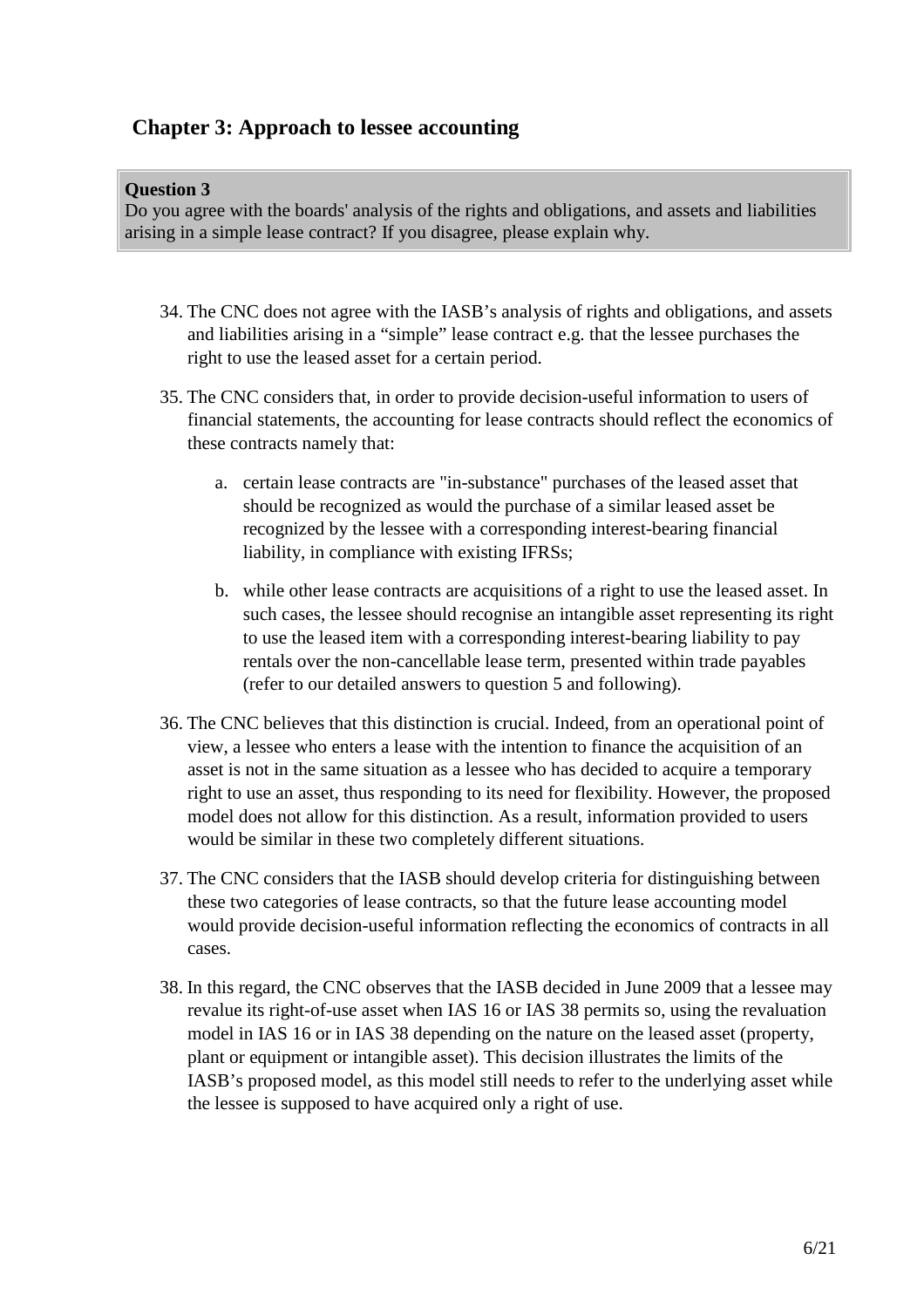## Chapter 3: Approach to lessee accounting

**Question 3**
Do you agree with the boards' analysis of the rights and obligations, and assets and liabilities arising in a simple lease contract? If you disagree, please explain why.

34. The CNC does not agree with the IASB's analysis of rights and obligations, and assets and liabilities arising in a "simple" lease contract e.g. that the lessee purchases the right to use the leased asset for a certain period.

35. The CNC considers that, in order to provide decision-useful information to users of financial statements, the accounting for lease contracts should reflect the economics of these contracts namely that:

    a. certain lease contracts are "in-substance" purchases of the leased asset that should be recognized as would the purchase of a similar leased asset be recognized by the lessee with a corresponding interest-bearing financial liability, in compliance with existing IFRSs;

    b. while other lease contracts are acquisitions of a right to use the leased asset. In such cases, the lessee should recognise an intangible asset representing its right to use the leased item with a corresponding interest-bearing liability to pay rentals over the non-cancellable lease term, presented within trade payables (refer to our detailed answers to question 5 and following).

36. The CNC believes that this distinction is crucial. Indeed, from an operational point of view, a lessee who enters a lease with the intention to finance the acquisition of an asset is not in the same situation as a lessee who has decided to acquire a temporary right to use an asset, thus responding to its need for flexibility. However, the proposed model does not allow for this distinction. As a result, information provided to users would be similar in these two completely different situations.

37. The CNC considers that the IASB should develop criteria for distinguishing between these two categories of lease contracts, so that the future lease accounting model would provide decision-useful information reflecting the economics of contracts in all cases.

38. In this regard, the CNC observes that the IASB decided in June 2009 that a lessee may revalue its right-of-use asset when IAS 16 or IAS 38 permits so, using the revaluation model in IAS 16 or in IAS 38 depending on the nature on the leased asset (property, plant or equipment or intangible asset). This decision illustrates the limits of the IASB's proposed model, as this model still needs to refer to the underlying asset while the lessee is supposed to have acquired only a right of use.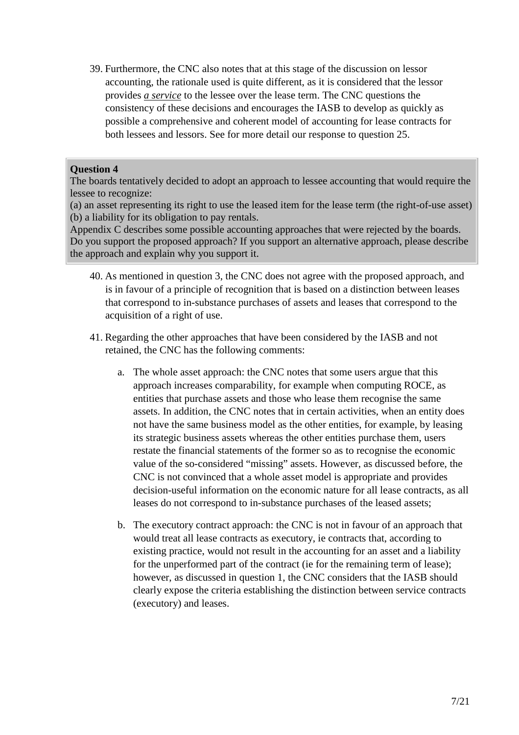39. Furthermore, the CNC also notes that at this stage of the discussion on lessor accounting, the rationale used is quite different, as it is considered that the lessor provides ***a service*** to the lessee over the lease term. The CNC questions the consistency of these decisions and encourages the IASB to develop as quickly as possible a comprehensive and coherent model of accounting for lease contracts for both lessees and lessors. See for more detail our response to question 25.

> **Question 4**
> The boards tentatively decided to adopt an approach to lessee accounting that would require the lessee to recognize:
> (a) an asset representing its right to use the leased item for the lease term (the right-of-use asset)
> (b) a liability for its obligation to pay rentals.
> Appendix C describes some possible accounting approaches that were rejected by the boards.
> Do you support the proposed approach? If you support an alternative approach, please describe the approach and explain why you support it.

40. As mentioned in question 3, the CNC does not agree with the proposed approach, and is in favour of a principle of recognition that is based on a distinction between leases that correspond to in-substance purchases of assets and leases that correspond to the acquisition of a right of use.

41. Regarding the other approaches that have been considered by the IASB and not retained, the CNC has the following comments:

    a. The whole asset approach: the CNC notes that some users argue that this approach increases comparability, for example when computing ROCE, as entities that purchase assets and those who lease them recognise the same assets. In addition, the CNC notes that in certain activities, when an entity does not have the same business model as the other entities, for example, by leasing its strategic business assets whereas the other entities purchase them, users restate the financial statements of the former so as to recognise the economic value of the so-considered "missing" assets. However, as discussed before, the CNC is not convinced that a whole asset model is appropriate and provides decision-useful information on the economic nature for all lease contracts, as all leases do not correspond to in-substance purchases of the leased assets;

    b. The executory contract approach: the CNC is not in favour of an approach that would treat all lease contracts as executory, ie contracts that, according to existing practice, would not result in the accounting for an asset and a liability for the unperformed part of the contract (ie for the remaining term of lease); however, as discussed in question 1, the CNC considers that the IASB should clearly expose the criteria establishing the distinction between service contracts (executory) and leases.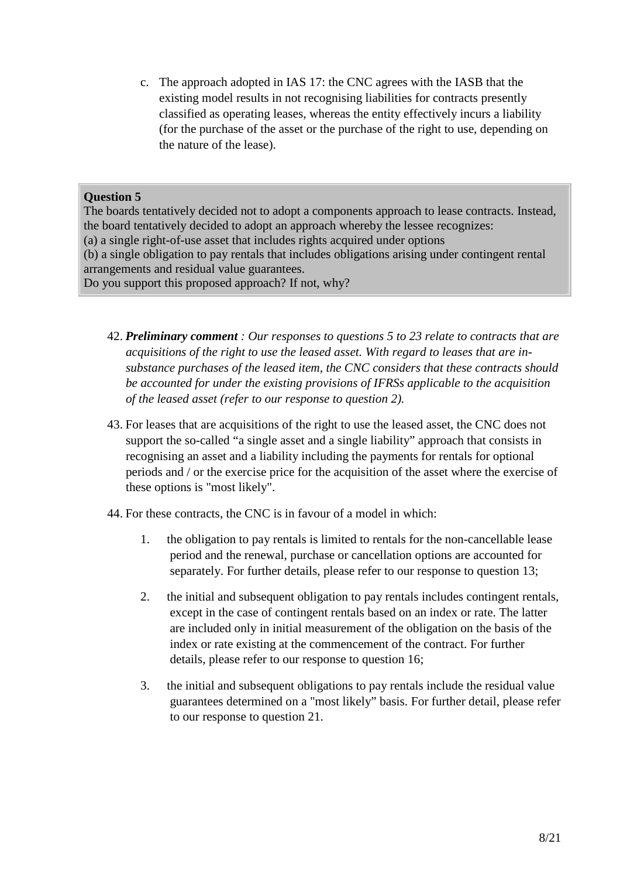c. The approach adopted in IAS 17: the CNC agrees with the IASB that the existing model results in not recognising liabilities for contracts presently classified as operating leases, whereas the entity effectively incurs a liability (for the purchase of the asset or the purchase of the right to use, depending on the nature of the lease).

> **Question 5**
> The boards tentatively decided not to adopt a components approach to lease contracts. Instead, the board tentatively decided to adopt an approach whereby the lessee recognizes:
> (a) a single right-of-use asset that includes rights acquired under options
> (b) a single obligation to pay rentals that includes obligations arising under contingent rental arrangements and residual value guarantees.
> Do you support this proposed approach? If not, why?

42. ***Preliminary comment** : Our responses to questions 5 to 23 relate to contracts that are acquisitions of the right to use the leased asset. With regard to leases that are in-substance purchases of the leased item, the CNC considers that these contracts should be accounted for under the existing provisions of IFRSs applicable to the acquisition of the leased asset (refer to our response to question 2).*

43. For leases that are acquisitions of the right to use the leased asset, the CNC does not support the so-called "a single asset and a single liability" approach that consists in recognising an asset and a liability including the payments for rentals for optional periods and / or the exercise price for the acquisition of the asset where the exercise of these options is "most likely".

44. For these contracts, the CNC is in favour of a model in which:

    1. the obligation to pay rentals is limited to rentals for the non-cancellable lease period and the renewal, purchase or cancellation options are accounted for separately. For further details, please refer to our response to question 13;

    2. the initial and subsequent obligation to pay rentals includes contingent rentals, except in the case of contingent rentals based on an index or rate. The latter are included only in initial measurement of the obligation on the basis of the index or rate existing at the commencement of the contract. For further details, please refer to our response to question 16;

    3. the initial and subsequent obligations to pay rentals include the residual value guarantees determined on a "most likely" basis. For further detail, please refer to our response to question 21.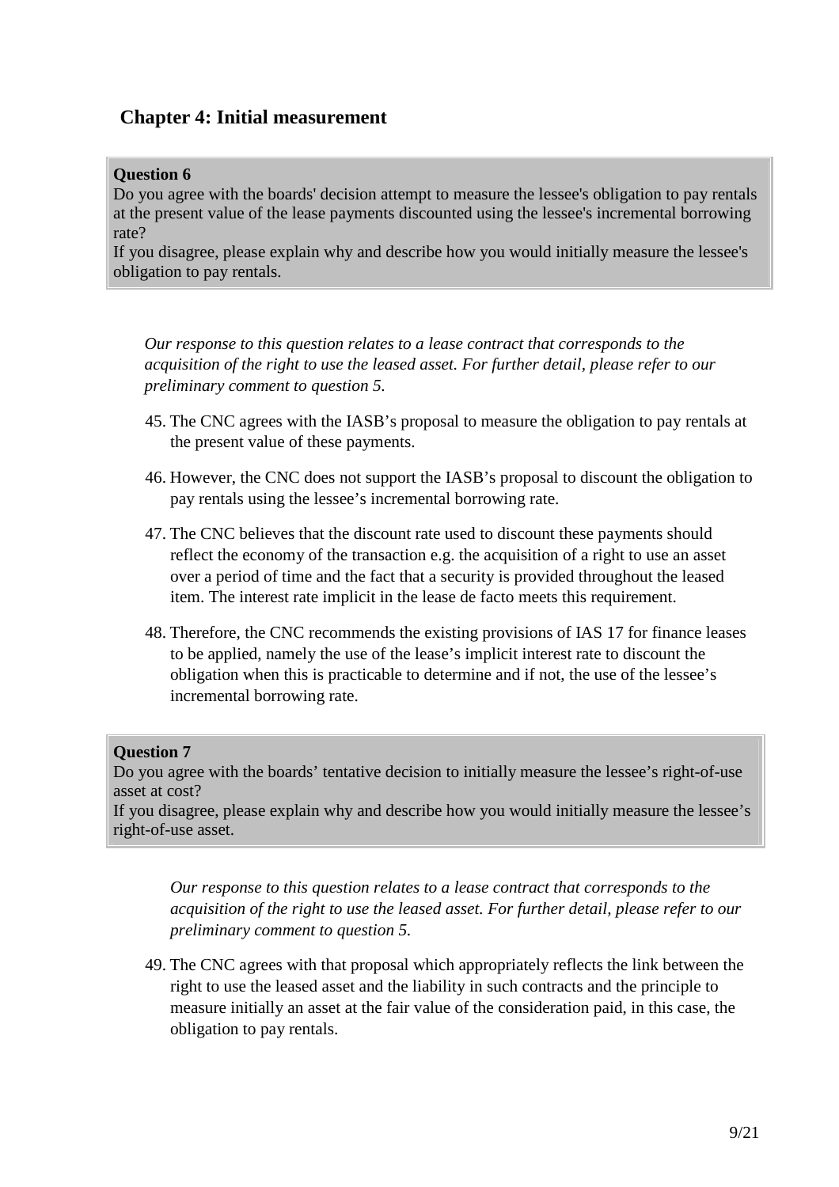## Chapter 4: Initial measurement

**Question 6**

Do you agree with the boards' decision attempt to measure the lessee's obligation to pay rentals at the present value of the lease payments discounted using the lessee's incremental borrowing rate?

If you disagree, please explain why and describe how you would initially measure the lessee's obligation to pay rentals.

*Our response to this question relates to a lease contract that corresponds to the acquisition of the right to use the leased asset. For further detail, please refer to our preliminary comment to question 5.*

45. The CNC agrees with the IASB's proposal to measure the obligation to pay rentals at the present value of these payments.

46. However, the CNC does not support the IASB's proposal to discount the obligation to pay rentals using the lessee's incremental borrowing rate.

47. The CNC believes that the discount rate used to discount these payments should reflect the economy of the transaction e.g. the acquisition of a right to use an asset over a period of time and the fact that a security is provided throughout the leased item. The interest rate implicit in the lease de facto meets this requirement.

48. Therefore, the CNC recommends the existing provisions of IAS 17 for finance leases to be applied, namely the use of the lease's implicit interest rate to discount the obligation when this is practicable to determine and if not, the use of the lessee's incremental borrowing rate.

**Question 7**

Do you agree with the boards' tentative decision to initially measure the lessee's right-of-use asset at cost?

If you disagree, please explain why and describe how you would initially measure the lessee's right-of-use asset.

*Our response to this question relates to a lease contract that corresponds to the acquisition of the right to use the leased asset. For further detail, please refer to our preliminary comment to question 5.*

49. The CNC agrees with that proposal which appropriately reflects the link between the right to use the leased asset and the liability in such contracts and the principle to measure initially an asset at the fair value of the consideration paid, in this case, the obligation to pay rentals.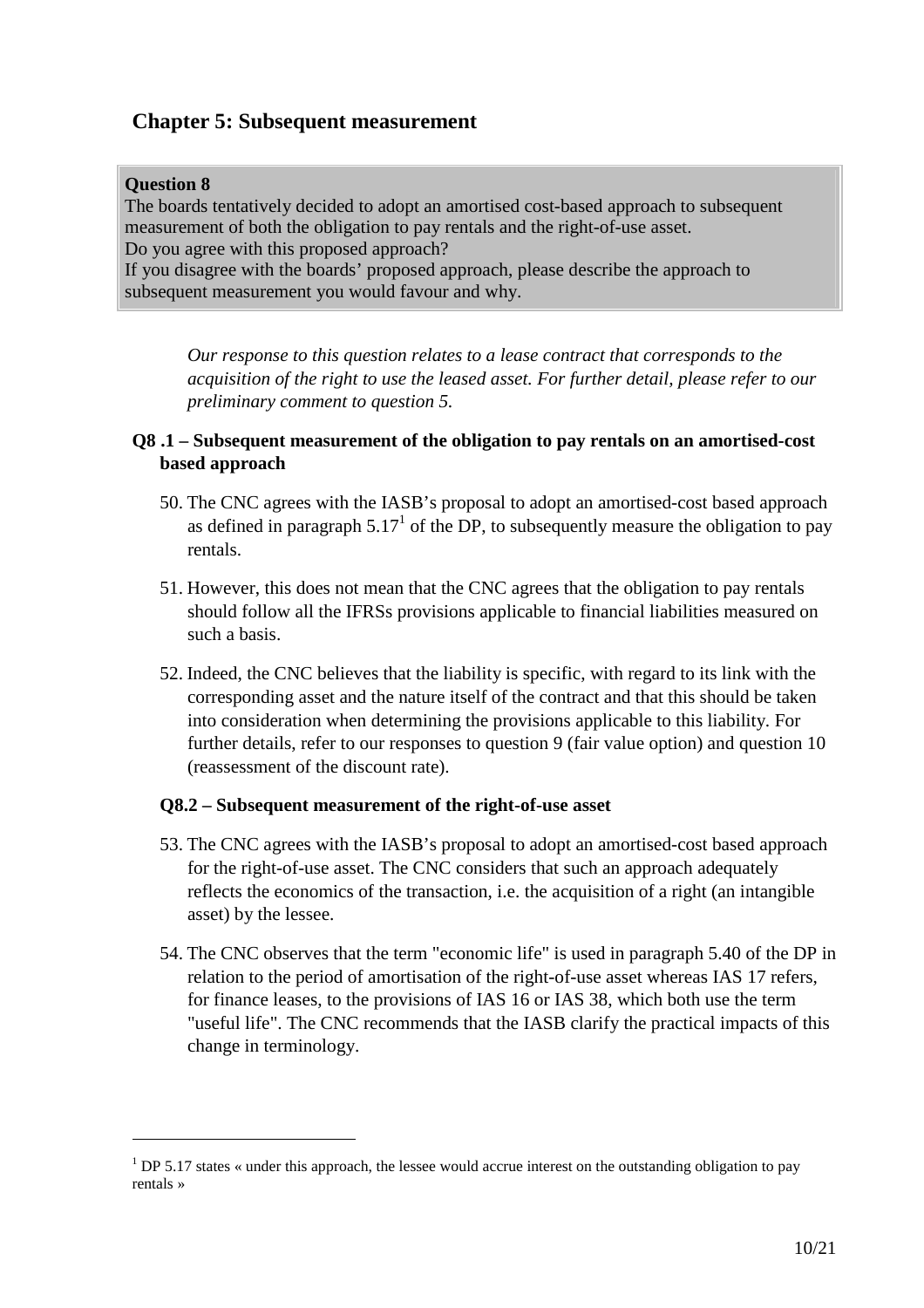## Chapter 5: Subsequent measurement

**Question 8**
The boards tentatively decided to adopt an amortised cost-based approach to subsequent measurement of both the obligation to pay rentals and the right-of-use asset.
Do you agree with this proposed approach?
If you disagree with the boards' proposed approach, please describe the approach to subsequent measurement you would favour and why.

*Our response to this question relates to a lease contract that corresponds to the acquisition of the right to use the leased asset. For further detail, please refer to our preliminary comment to question 5.*

### Q8 .1 – Subsequent measurement of the obligation to pay rentals on an amortised-cost based approach

50. The CNC agrees with the IASB's proposal to adopt an amortised-cost based approach as defined in paragraph 5.17[1] of the DP, to subsequently measure the obligation to pay rentals.

51. However, this does not mean that the CNC agrees that the obligation to pay rentals should follow all the IFRSs provisions applicable to financial liabilities measured on such a basis.

52. Indeed, the CNC believes that the liability is specific, with regard to its link with the corresponding asset and the nature itself of the contract and that this should be taken into consideration when determining the provisions applicable to this liability. For further details, refer to our responses to question 9 (fair value option) and question 10 (reassessment of the discount rate).

### Q8.2 – Subsequent measurement of the right-of-use asset

53. The CNC agrees with the IASB's proposal to adopt an amortised-cost based approach for the right-of-use asset. The CNC considers that such an approach adequately reflects the economics of the transaction, i.e. the acquisition of a right (an intangible asset) by the lessee.

54. The CNC observes that the term "economic life" is used in paragraph 5.40 of the DP in relation to the period of amortisation of the right-of-use asset whereas IAS 17 refers, for finance leases, to the provisions of IAS 16 or IAS 38, which both use the term "useful life". The CNC recommends that the IASB clarify the practical impacts of this change in terminology.

---

[1] DP 5.17 states « under this approach, the lessee would accrue interest on the outstanding obligation to pay rentals »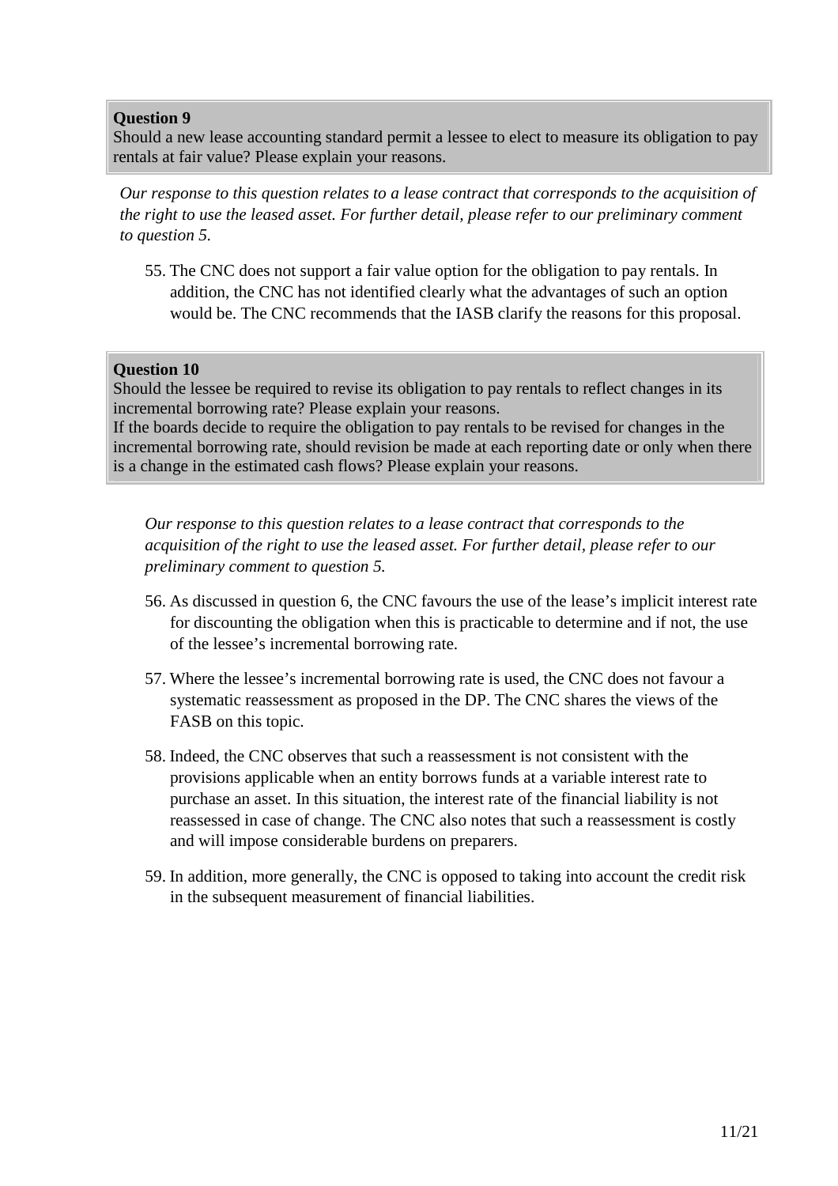**Question 9**
Should a new lease accounting standard permit a lessee to elect to measure its obligation to pay rentals at fair value? Please explain your reasons.

*Our response to this question relates to a lease contract that corresponds to the acquisition of the right to use the leased asset. For further detail, please refer to our preliminary comment to question 5.*

55. The CNC does not support a fair value option for the obligation to pay rentals. In addition, the CNC has not identified clearly what the advantages of such an option would be. The CNC recommends that the IASB clarify the reasons for this proposal.

**Question 10**
Should the lessee be required to revise its obligation to pay rentals to reflect changes in its incremental borrowing rate? Please explain your reasons.
If the boards decide to require the obligation to pay rentals to be revised for changes in the incremental borrowing rate, should revision be made at each reporting date or only when there is a change in the estimated cash flows? Please explain your reasons.

*Our response to this question relates to a lease contract that corresponds to the acquisition of the right to use the leased asset. For further detail, please refer to our preliminary comment to question 5.*

56. As discussed in question 6, the CNC favours the use of the lease's implicit interest rate for discounting the obligation when this is practicable to determine and if not, the use of the lessee's incremental borrowing rate.

57. Where the lessee's incremental borrowing rate is used, the CNC does not favour a systematic reassessment as proposed in the DP. The CNC shares the views of the FASB on this topic.

58. Indeed, the CNC observes that such a reassessment is not consistent with the provisions applicable when an entity borrows funds at a variable interest rate to purchase an asset. In this situation, the interest rate of the financial liability is not reassessed in case of change. The CNC also notes that such a reassessment is costly and will impose considerable burdens on preparers.

59. In addition, more generally, the CNC is opposed to taking into account the credit risk in the subsequent measurement of financial liabilities.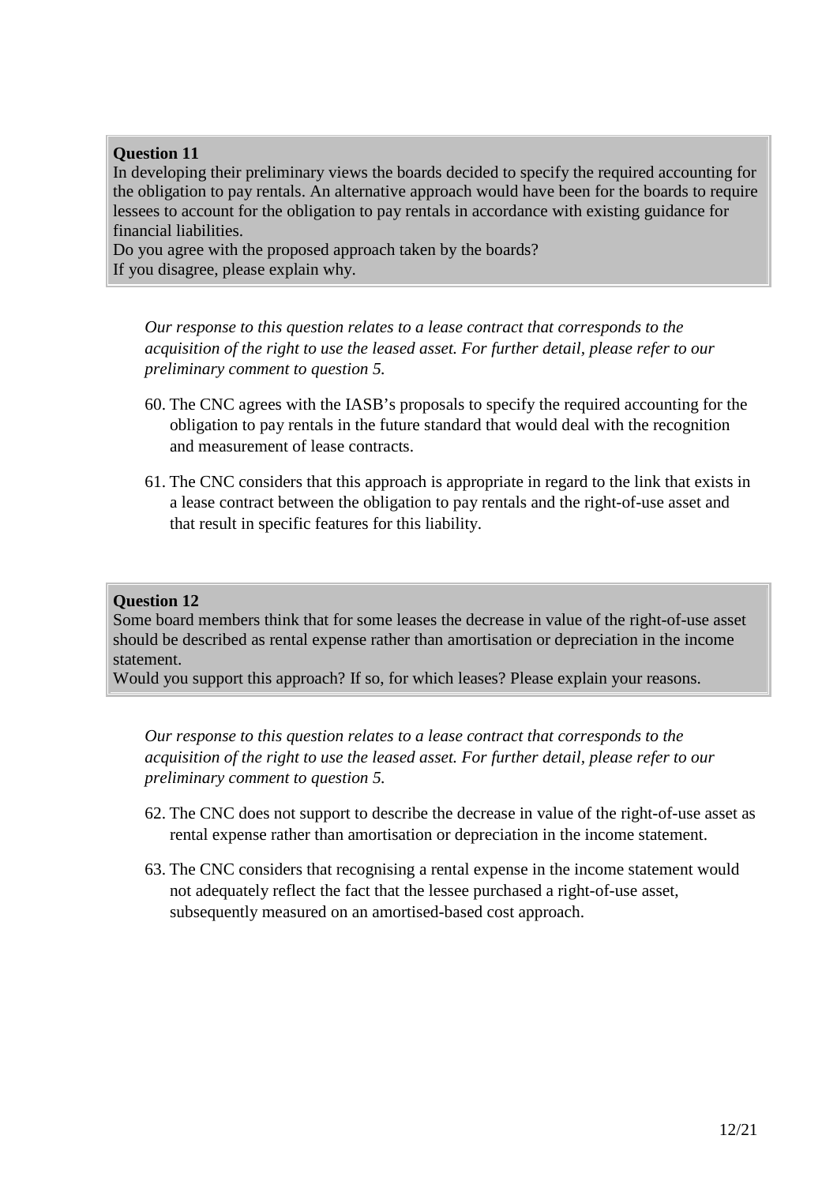**Question 11**

In developing their preliminary views the boards decided to specify the required accounting for the obligation to pay rentals. An alternative approach would have been for the boards to require lessees to account for the obligation to pay rentals in accordance with existing guidance for financial liabilities.

Do you agree with the proposed approach taken by the boards?

If you disagree, please explain why.

*Our response to this question relates to a lease contract that corresponds to the acquisition of the right to use the leased asset. For further detail, please refer to our preliminary comment to question 5.*

60. The CNC agrees with the IASB's proposals to specify the required accounting for the obligation to pay rentals in the future standard that would deal with the recognition and measurement of lease contracts.

61. The CNC considers that this approach is appropriate in regard to the link that exists in a lease contract between the obligation to pay rentals and the right-of-use asset and that result in specific features for this liability.

**Question 12**

Some board members think that for some leases the decrease in value of the right-of-use asset should be described as rental expense rather than amortisation or depreciation in the income statement.

Would you support this approach? If so, for which leases? Please explain your reasons.

*Our response to this question relates to a lease contract that corresponds to the acquisition of the right to use the leased asset. For further detail, please refer to our preliminary comment to question 5.*

62. The CNC does not support to describe the decrease in value of the right-of-use asset as rental expense rather than amortisation or depreciation in the income statement.

63. The CNC considers that recognising a rental expense in the income statement would not adequately reflect the fact that the lessee purchased a right-of-use asset, subsequently measured on an amortised-based cost approach.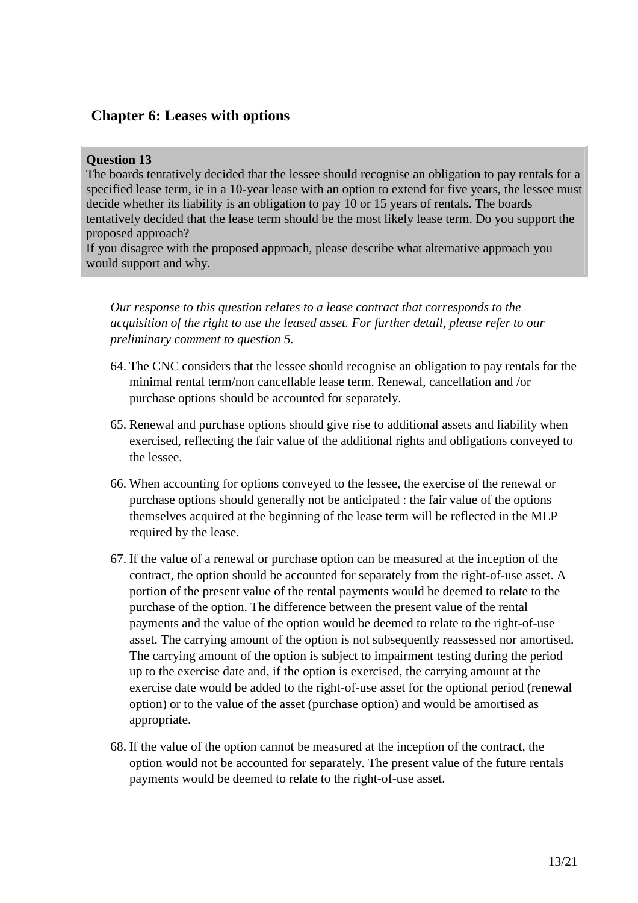## Chapter 6: Leases with options

> **Question 13**
> The boards tentatively decided that the lessee should recognise an obligation to pay rentals for a specified lease term, ie in a 10-year lease with an option to extend for five years, the lessee must decide whether its liability is an obligation to pay 10 or 15 years of rentals. The boards tentatively decided that the lease term should be the most likely lease term. Do you support the proposed approach?
> If you disagree with the proposed approach, please describe what alternative approach you would support and why.

*Our response to this question relates to a lease contract that corresponds to the acquisition of the right to use the leased asset. For further detail, please refer to our preliminary comment to question 5.*

64. The CNC considers that the lessee should recognise an obligation to pay rentals for the minimal rental term/non cancellable lease term. Renewal, cancellation and /or purchase options should be accounted for separately.

65. Renewal and purchase options should give rise to additional assets and liability when exercised, reflecting the fair value of the additional rights and obligations conveyed to the lessee.

66. When accounting for options conveyed to the lessee, the exercise of the renewal or purchase options should generally not be anticipated : the fair value of the options themselves acquired at the beginning of the lease term will be reflected in the MLP required by the lease.

67. If the value of a renewal or purchase option can be measured at the inception of the contract, the option should be accounted for separately from the right-of-use asset. A portion of the present value of the rental payments would be deemed to relate to the purchase of the option. The difference between the present value of the rental payments and the value of the option would be deemed to relate to the right-of-use asset. The carrying amount of the option is not subsequently reassessed nor amortised. The carrying amount of the option is subject to impairment testing during the period up to the exercise date and, if the option is exercised, the carrying amount at the exercise date would be added to the right-of-use asset for the optional period (renewal option) or to the value of the asset (purchase option) and would be amortised as appropriate.

68. If the value of the option cannot be measured at the inception of the contract, the option would not be accounted for separately. The present value of the future rentals payments would be deemed to relate to the right-of-use asset.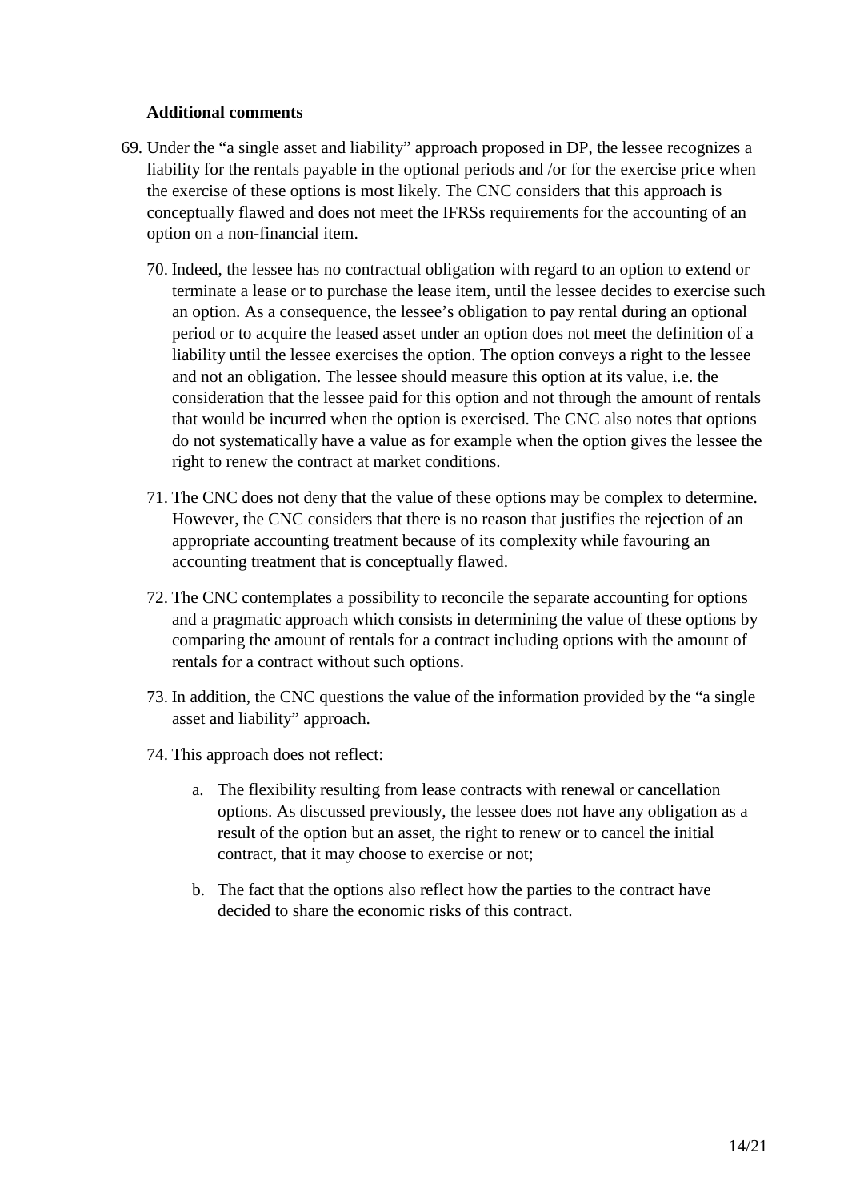**Additional comments**

69. Under the "a single asset and liability" approach proposed in DP, the lessee recognizes a liability for the rentals payable in the optional periods and /or for the exercise price when the exercise of these options is most likely. The CNC considers that this approach is conceptually flawed and does not meet the IFRSs requirements for the accounting of an option on a non-financial item.

70. Indeed, the lessee has no contractual obligation with regard to an option to extend or terminate a lease or to purchase the lease item, until the lessee decides to exercise such an option. As a consequence, the lessee's obligation to pay rental during an optional period or to acquire the leased asset under an option does not meet the definition of a liability until the lessee exercises the option. The option conveys a right to the lessee and not an obligation. The lessee should measure this option at its value, i.e. the consideration that the lessee paid for this option and not through the amount of rentals that would be incurred when the option is exercised. The CNC also notes that options do not systematically have a value as for example when the option gives the lessee the right to renew the contract at market conditions.

71. The CNC does not deny that the value of these options may be complex to determine. However, the CNC considers that there is no reason that justifies the rejection of an appropriate accounting treatment because of its complexity while favouring an accounting treatment that is conceptually flawed.

72. The CNC contemplates a possibility to reconcile the separate accounting for options and a pragmatic approach which consists in determining the value of these options by comparing the amount of rentals for a contract including options with the amount of rentals for a contract without such options.

73. In addition, the CNC questions the value of the information provided by the "a single asset and liability" approach.

74. This approach does not reflect:

   a. The flexibility resulting from lease contracts with renewal or cancellation options. As discussed previously, the lessee does not have any obligation as a result of the option but an asset, the right to renew or to cancel the initial contract, that it may choose to exercise or not;

   b. The fact that the options also reflect how the parties to the contract have decided to share the economic risks of this contract.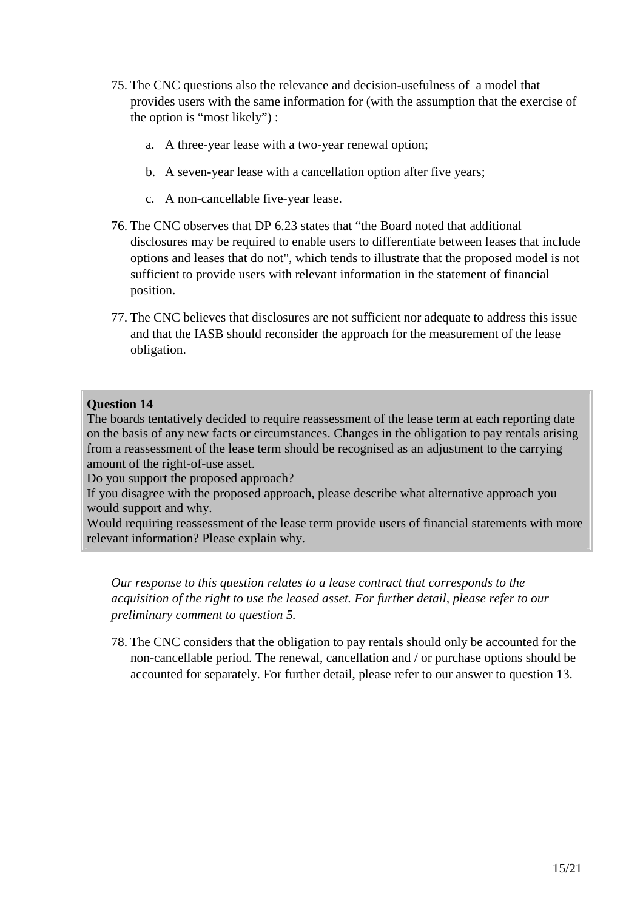75. The CNC questions also the relevance and decision-usefulness of a model that provides users with the same information for (with the assumption that the exercise of the option is "most likely") :

    a. A three-year lease with a two-year renewal option;

    b. A seven-year lease with a cancellation option after five years;

    c. A non-cancellable five-year lease.

76. The CNC observes that DP 6.23 states that "the Board noted that additional disclosures may be required to enable users to differentiate between leases that include options and leases that do not", which tends to illustrate that the proposed model is not sufficient to provide users with relevant information in the statement of financial position.

77. The CNC believes that disclosures are not sufficient nor adequate to address this issue and that the IASB should reconsider the approach for the measurement of the lease obligation.

**Question 14**

The boards tentatively decided to require reassessment of the lease term at each reporting date on the basis of any new facts or circumstances. Changes in the obligation to pay rentals arising from a reassessment of the lease term should be recognised as an adjustment to the carrying amount of the right-of-use asset.

Do you support the proposed approach?

If you disagree with the proposed approach, please describe what alternative approach you would support and why.

Would requiring reassessment of the lease term provide users of financial statements with more relevant information? Please explain why.

*Our response to this question relates to a lease contract that corresponds to the acquisition of the right to use the leased asset. For further detail, please refer to our preliminary comment to question 5.*

78. The CNC considers that the obligation to pay rentals should only be accounted for the non-cancellable period. The renewal, cancellation and / or purchase options should be accounted for separately. For further detail, please refer to our answer to question 13.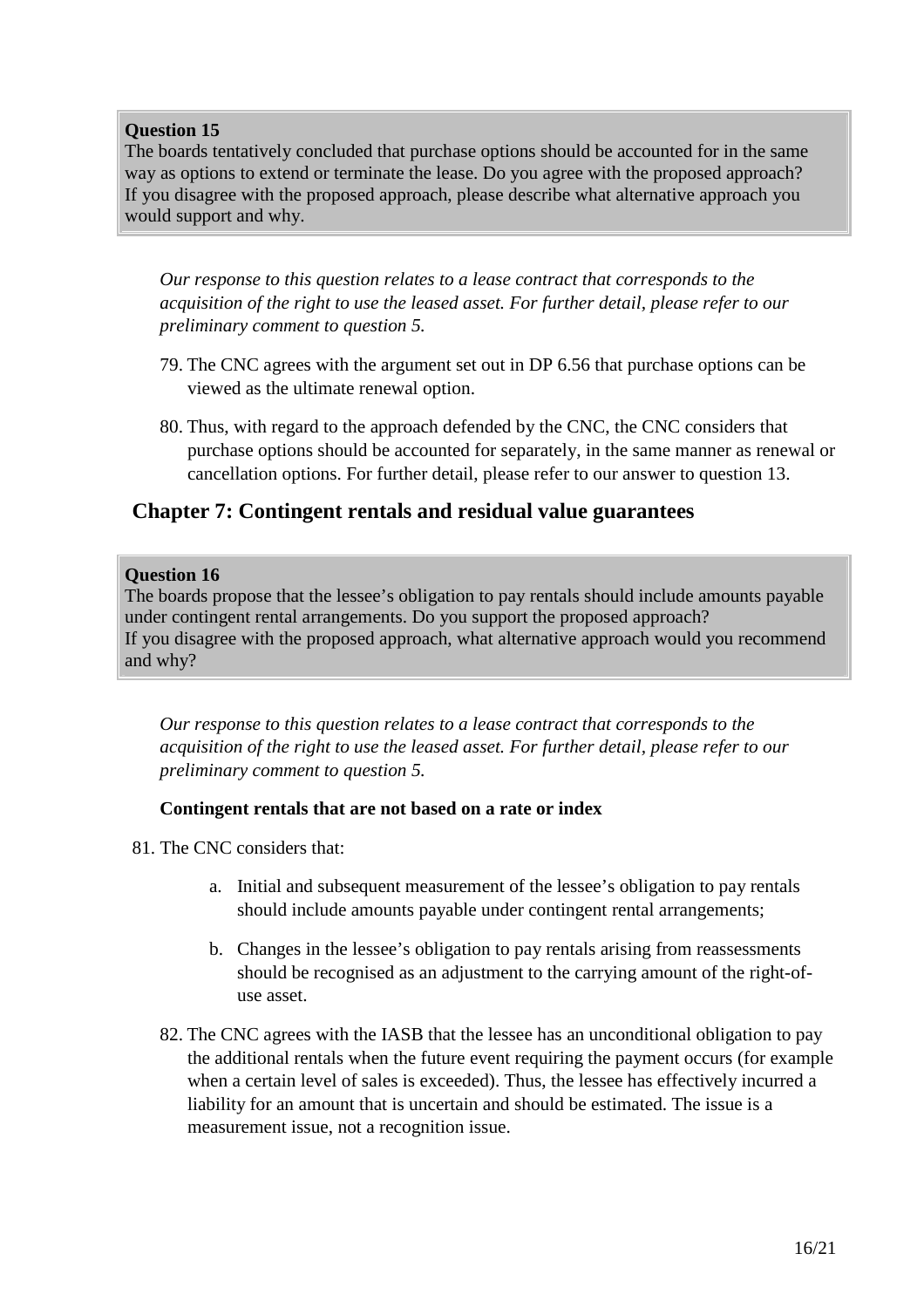**Question 15**
The boards tentatively concluded that purchase options should be accounted for in the same way as options to extend or terminate the lease. Do you agree with the proposed approach? If you disagree with the proposed approach, please describe what alternative approach you would support and why.

*Our response to this question relates to a lease contract that corresponds to the acquisition of the right to use the leased asset. For further detail, please refer to our preliminary comment to question 5.*

79. The CNC agrees with the argument set out in DP 6.56 that purchase options can be viewed as the ultimate renewal option.

80. Thus, with regard to the approach defended by the CNC, the CNC considers that purchase options should be accounted for separately, in the same manner as renewal or cancellation options. For further detail, please refer to our answer to question 13.

## Chapter 7: Contingent rentals and residual value guarantees

**Question 16**
The boards propose that the lessee's obligation to pay rentals should include amounts payable under contingent rental arrangements. Do you support the proposed approach? If you disagree with the proposed approach, what alternative approach would you recommend and why?

*Our response to this question relates to a lease contract that corresponds to the acquisition of the right to use the leased asset. For further detail, please refer to our preliminary comment to question 5.*

**Contingent rentals that are not based on a rate or index**

81. The CNC considers that:

    a. Initial and subsequent measurement of the lessee's obligation to pay rentals should include amounts payable under contingent rental arrangements;

    b. Changes in the lessee's obligation to pay rentals arising from reassessments should be recognised as an adjustment to the carrying amount of the right-of-use asset.

82. The CNC agrees with the IASB that the lessee has an unconditional obligation to pay the additional rentals when the future event requiring the payment occurs (for example when a certain level of sales is exceeded). Thus, the lessee has effectively incurred a liability for an amount that is uncertain and should be estimated. The issue is a measurement issue, not a recognition issue.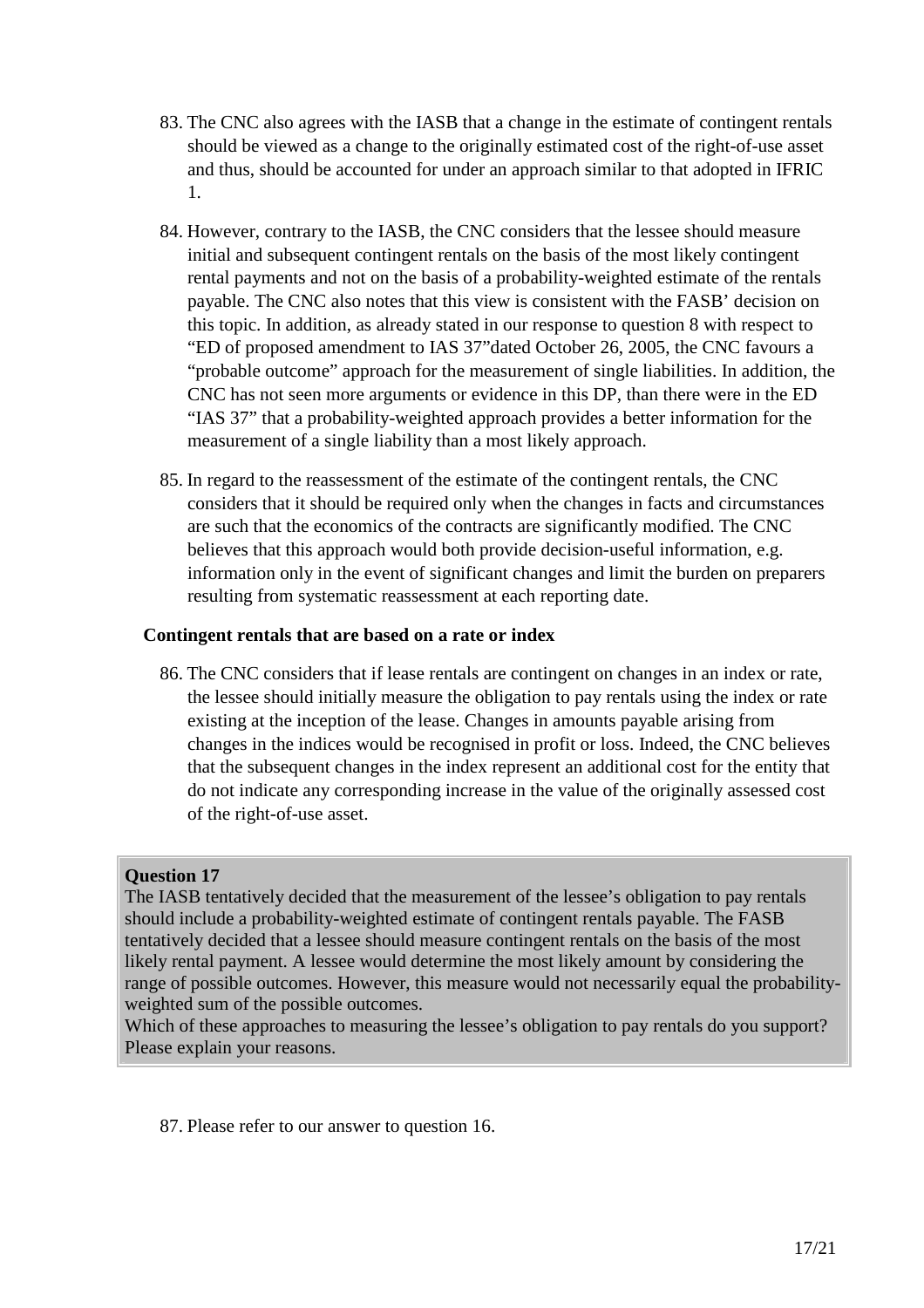83. The CNC also agrees with the IASB that a change in the estimate of contingent rentals should be viewed as a change to the originally estimated cost of the right-of-use asset and thus, should be accounted for under an approach similar to that adopted in IFRIC 1.

84. However, contrary to the IASB, the CNC considers that the lessee should measure initial and subsequent contingent rentals on the basis of the most likely contingent rental payments and not on the basis of a probability-weighted estimate of the rentals payable. The CNC also notes that this view is consistent with the FASB' decision on this topic. In addition, as already stated in our response to question 8 with respect to "ED of proposed amendment to IAS 37"dated October 26, 2005, the CNC favours a "probable outcome" approach for the measurement of single liabilities. In addition, the CNC has not seen more arguments or evidence in this DP, than there were in the ED "IAS 37" that a probability-weighted approach provides a better information for the measurement of a single liability than a most likely approach.

85. In regard to the reassessment of the estimate of the contingent rentals, the CNC considers that it should be required only when the changes in facts and circumstances are such that the economics of the contracts are significantly modified. The CNC believes that this approach would both provide decision-useful information, e.g. information only in the event of significant changes and limit the burden on preparers resulting from systematic reassessment at each reporting date.

**Contingent rentals that are based on a rate or index**

86. The CNC considers that if lease rentals are contingent on changes in an index or rate, the lessee should initially measure the obligation to pay rentals using the index or rate existing at the inception of the lease. Changes in amounts payable arising from changes in the indices would be recognised in profit or loss. Indeed, the CNC believes that the subsequent changes in the index represent an additional cost for the entity that do not indicate any corresponding increase in the value of the originally assessed cost of the right-of-use asset.

**Question 17**

The IASB tentatively decided that the measurement of the lessee's obligation to pay rentals should include a probability-weighted estimate of contingent rentals payable. The FASB tentatively decided that a lessee should measure contingent rentals on the basis of the most likely rental payment. A lessee would determine the most likely amount by considering the range of possible outcomes. However, this measure would not necessarily equal the probability-weighted sum of the possible outcomes.

Which of these approaches to measuring the lessee's obligation to pay rentals do you support? Please explain your reasons.

87. Please refer to our answer to question 16.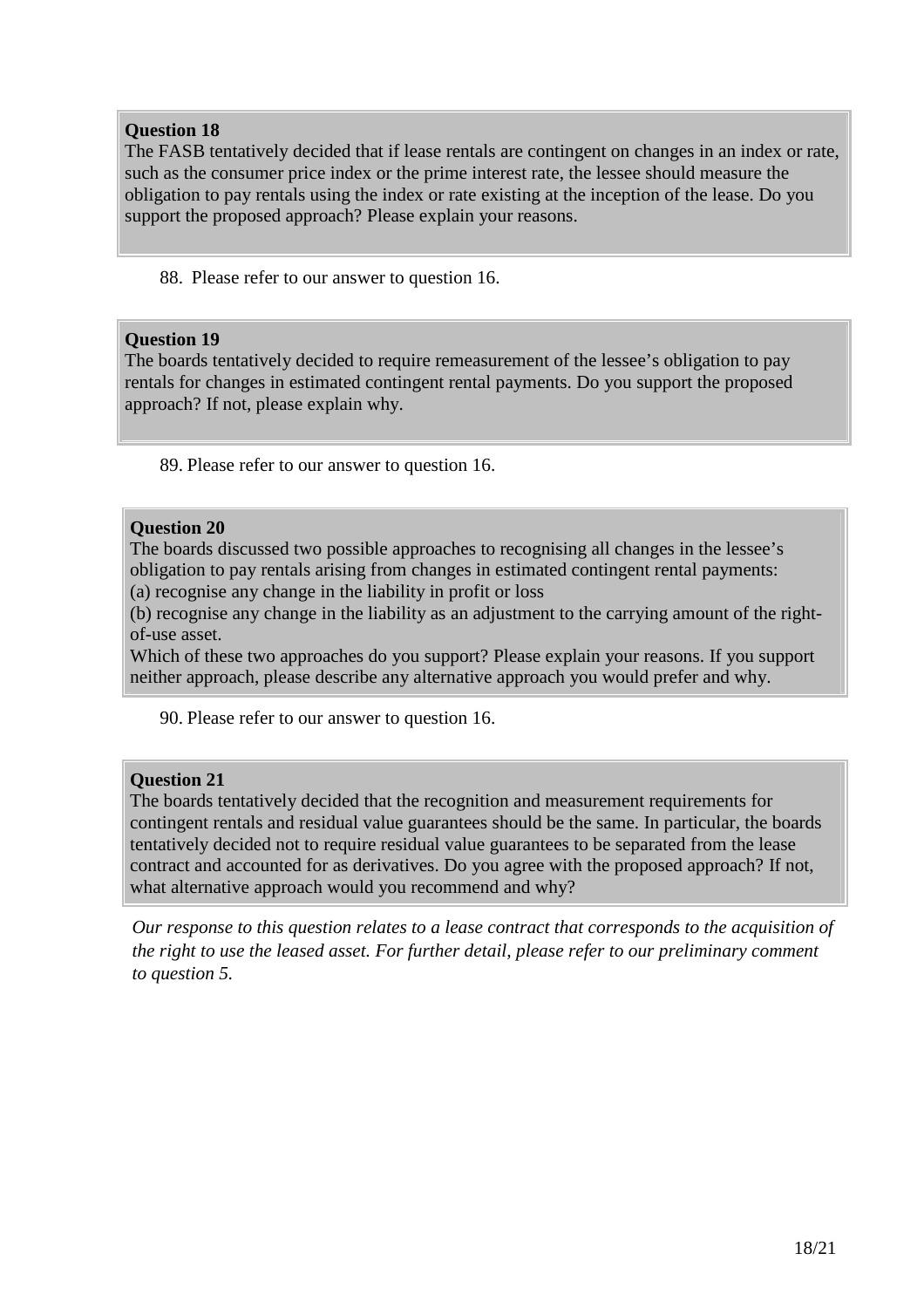**Question 18**

The FASB tentatively decided that if lease rentals are contingent on changes in an index or rate, such as the consumer price index or the prime interest rate, the lessee should measure the obligation to pay rentals using the index or rate existing at the inception of the lease. Do you support the proposed approach? Please explain your reasons.

88. Please refer to our answer to question 16.

**Question 19**

The boards tentatively decided to require remeasurement of the lessee's obligation to pay rentals for changes in estimated contingent rental payments. Do you support the proposed approach? If not, please explain why.

89. Please refer to our answer to question 16.

**Question 20**

The boards discussed two possible approaches to recognising all changes in the lessee's obligation to pay rentals arising from changes in estimated contingent rental payments:

(a) recognise any change in the liability in profit or loss

(b) recognise any change in the liability as an adjustment to the carrying amount of the right-of-use asset.

Which of these two approaches do you support? Please explain your reasons. If you support neither approach, please describe any alternative approach you would prefer and why.

90. Please refer to our answer to question 16.

**Question 21**

The boards tentatively decided that the recognition and measurement requirements for contingent rentals and residual value guarantees should be the same. In particular, the boards tentatively decided not to require residual value guarantees to be separated from the lease contract and accounted for as derivatives. Do you agree with the proposed approach? If not, what alternative approach would you recommend and why?

*Our response to this question relates to a lease contract that corresponds to the acquisition of the right to use the leased asset. For further detail, please refer to our preliminary comment to question 5.*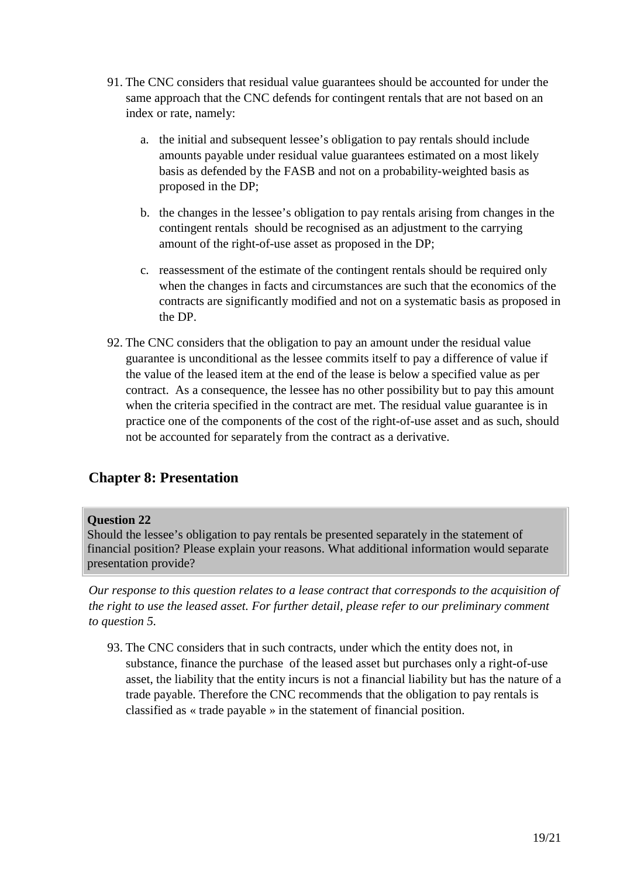91. The CNC considers that residual value guarantees should be accounted for under the same approach that the CNC defends for contingent rentals that are not based on an index or rate, namely:

    a. the initial and subsequent lessee's obligation to pay rentals should include amounts payable under residual value guarantees estimated on a most likely basis as defended by the FASB and not on a probability-weighted basis as proposed in the DP;

    b. the changes in the lessee's obligation to pay rentals arising from changes in the contingent rentals should be recognised as an adjustment to the carrying amount of the right-of-use asset as proposed in the DP;

    c. reassessment of the estimate of the contingent rentals should be required only when the changes in facts and circumstances are such that the economics of the contracts are significantly modified and not on a systematic basis as proposed in the DP.

92. The CNC considers that the obligation to pay an amount under the residual value guarantee is unconditional as the lessee commits itself to pay a difference of value if the value of the leased item at the end of the lease is below a specified value as per contract. As a consequence, the lessee has no other possibility but to pay this amount when the criteria specified in the contract are met. The residual value guarantee is in practice one of the components of the cost of the right-of-use asset and as such, should not be accounted for separately from the contract as a derivative.

## Chapter 8: Presentation

**Question 22**
Should the lessee's obligation to pay rentals be presented separately in the statement of financial position? Please explain your reasons. What additional information would separate presentation provide?

*Our response to this question relates to a lease contract that corresponds to the acquisition of the right to use the leased asset. For further detail, please refer to our preliminary comment to question 5.*

93. The CNC considers that in such contracts, under which the entity does not, in substance, finance the purchase of the leased asset but purchases only a right-of-use asset, the liability that the entity incurs is not a financial liability but has the nature of a trade payable. Therefore the CNC recommends that the obligation to pay rentals is classified as « trade payable » in the statement of financial position.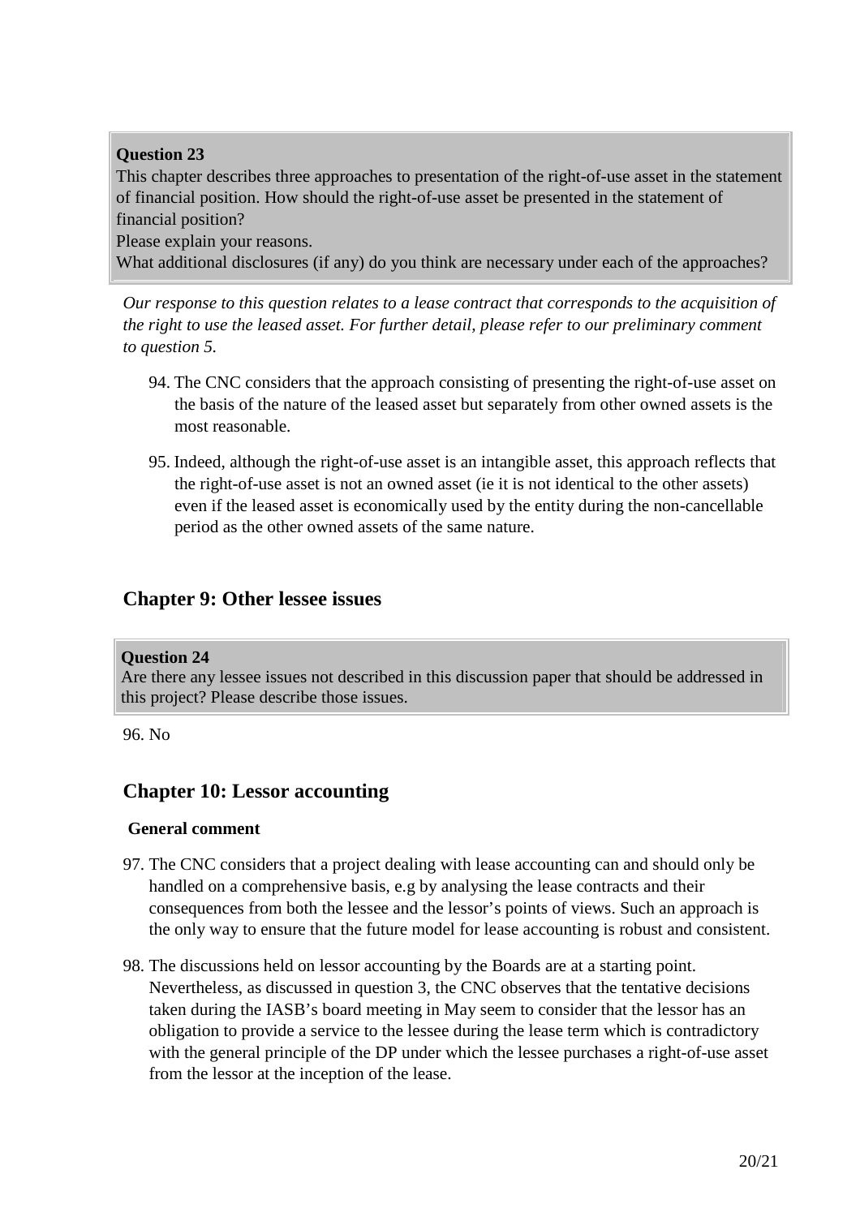**Question 23**
This chapter describes three approaches to presentation of the right-of-use asset in the statement of financial position. How should the right-of-use asset be presented in the statement of financial position?
Please explain your reasons.
What additional disclosures (if any) do you think are necessary under each of the approaches?

*Our response to this question relates to a lease contract that corresponds to the acquisition of the right to use the leased asset. For further detail, please refer to our preliminary comment to question 5.*

94. The CNC considers that the approach consisting of presenting the right-of-use asset on the basis of the nature of the leased asset but separately from other owned assets is the most reasonable.

95. Indeed, although the right-of-use asset is an intangible asset, this approach reflects that the right-of-use asset is not an owned asset (ie it is not identical to the other assets) even if the leased asset is economically used by the entity during the non-cancellable period as the other owned assets of the same nature.

## Chapter 9: Other lessee issues

**Question 24**
Are there any lessee issues not described in this discussion paper that should be addressed in this project? Please describe those issues.

96. No

## Chapter 10: Lessor accounting

**General comment**

97. The CNC considers that a project dealing with lease accounting can and should only be handled on a comprehensive basis, e.g by analysing the lease contracts and their consequences from both the lessee and the lessor's points of views. Such an approach is the only way to ensure that the future model for lease accounting is robust and consistent.

98. The discussions held on lessor accounting by the Boards are at a starting point. Nevertheless, as discussed in question 3, the CNC observes that the tentative decisions taken during the IASB's board meeting in May seem to consider that the lessor has an obligation to provide a service to the lessee during the lease term which is contradictory with the general principle of the DP under which the lessee purchases a right-of-use asset from the lessor at the inception of the lease.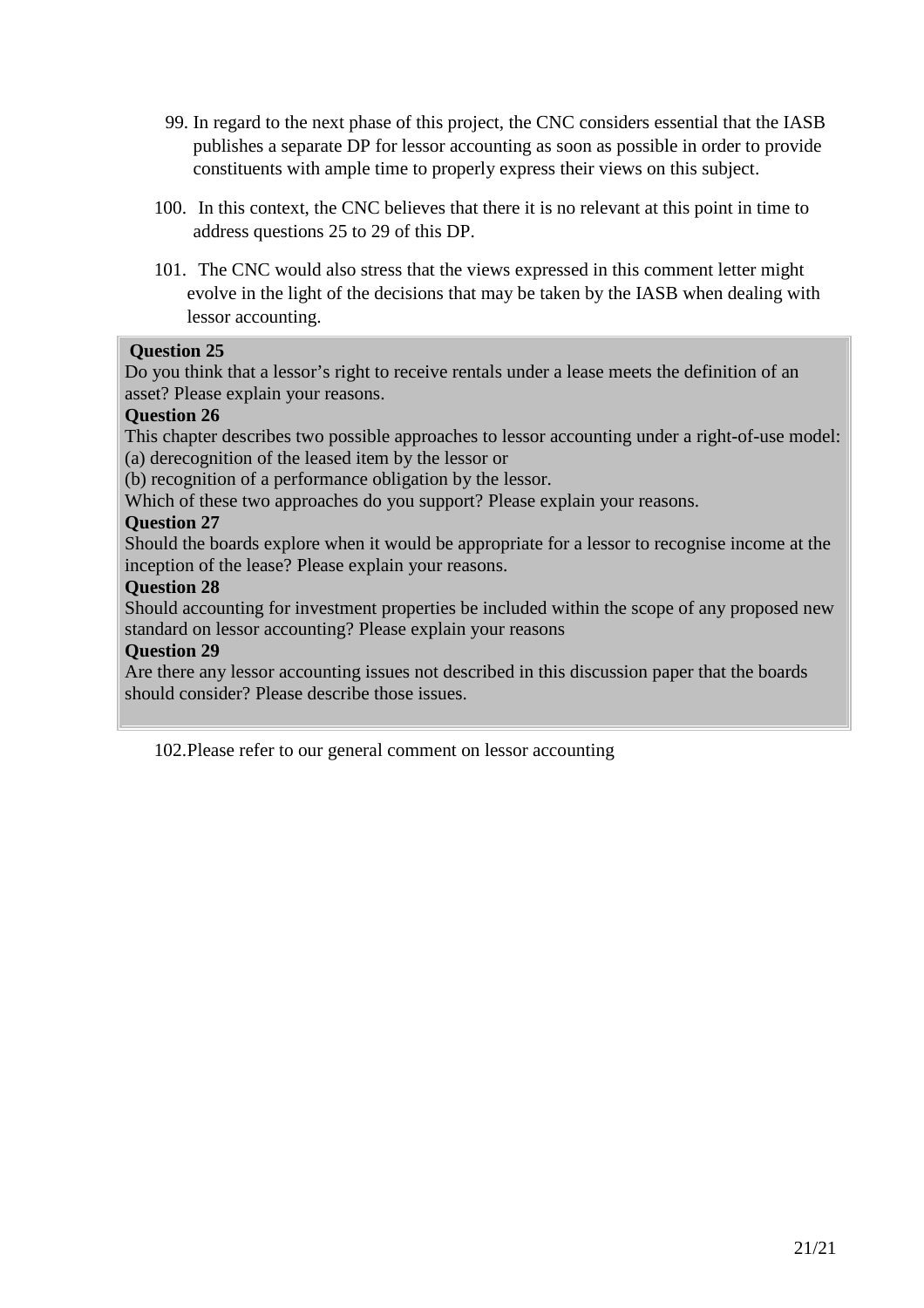99. In regard to the next phase of this project, the CNC considers essential that the IASB publishes a separate DP for lessor accounting as soon as possible in order to provide constituents with ample time to properly express their views on this subject.

100. In this context, the CNC believes that there it is no relevant at this point in time to address questions 25 to 29 of this DP.

101. The CNC would also stress that the views expressed in this comment letter might evolve in the light of the decisions that may be taken by the IASB when dealing with lessor accounting.

> **Question 25**
> Do you think that a lessor's right to receive rentals under a lease meets the definition of an asset? Please explain your reasons.
> **Question 26**
> This chapter describes two possible approaches to lessor accounting under a right-of-use model:
> (a) derecognition of the leased item by the lessor or
> (b) recognition of a performance obligation by the lessor.
> Which of these two approaches do you support? Please explain your reasons.
> **Question 27**
> Should the boards explore when it would be appropriate for a lessor to recognise income at the inception of the lease? Please explain your reasons.
> **Question 28**
> Should accounting for investment properties be included within the scope of any proposed new standard on lessor accounting? Please explain your reasons
> **Question 29**
> Are there any lessor accounting issues not described in this discussion paper that the boards should consider? Please describe those issues.

102. Please refer to our general comment on lessor accounting